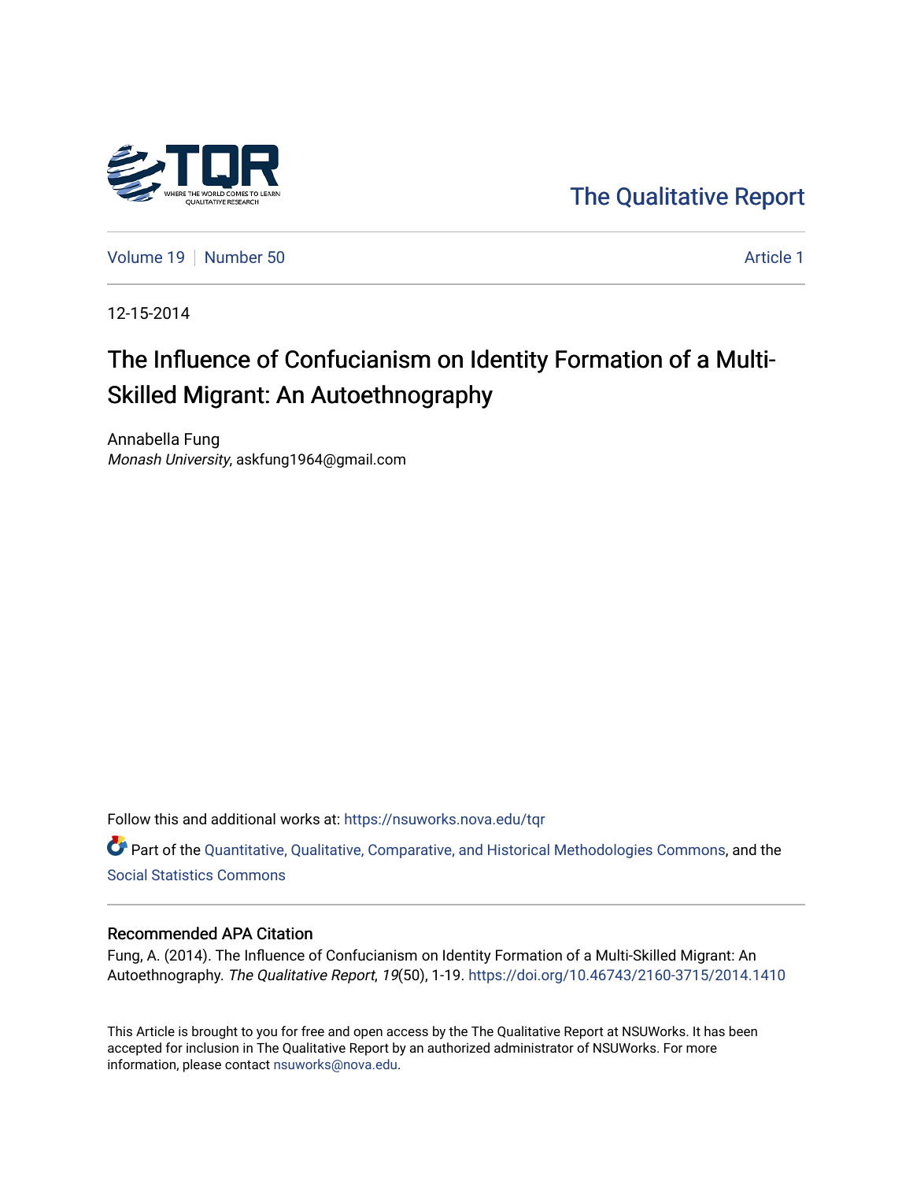The Qualitative Report

Volume 19 | Number 50 — Article 1

12-15-2014

# The Influence of Confucianism on Identity Formation of a Multi-Skilled Migrant: An Autoethnography

Annabella Fung
*Monash University*, askfung1964@gmail.com

Follow this and additional works at: https://nsuworks.nova.edu/tqr

Part of the Quantitative, Qualitative, Comparative, and Historical Methodologies Commons, and the Social Statistics Commons

### Recommended APA Citation

Fung, A. (2014). The Influence of Confucianism on Identity Formation of a Multi-Skilled Migrant: An Autoethnography. *The Qualitative Report*, *19*(50), 1-19. https://doi.org/10.46743/2160-3715/2014.1410

This Article is brought to you for free and open access by the The Qualitative Report at NSUWorks. It has been accepted for inclusion in The Qualitative Report by an authorized administrator of NSUWorks. For more information, please contact nsuworks@nova.edu.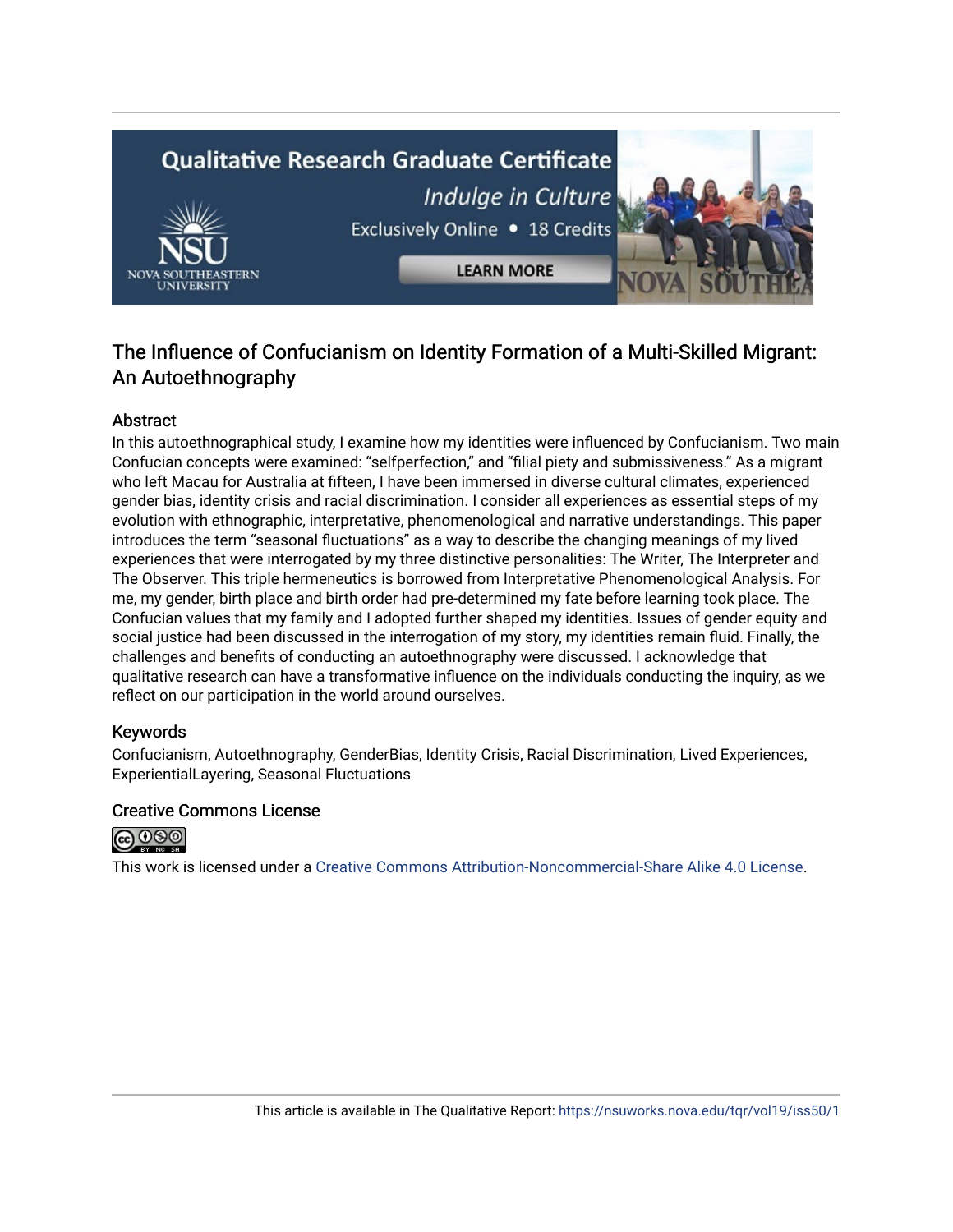# The Influence of Confucianism on Identity Formation of a Multi-Skilled Migrant: An Autoethnography

## Abstract

In this autoethnographical study, I examine how my identities were influenced by Confucianism. Two main Confucian concepts were examined: "selfperfection," and "filial piety and submissiveness." As a migrant who left Macau for Australia at fifteen, I have been immersed in diverse cultural climates, experienced gender bias, identity crisis and racial discrimination. I consider all experiences as essential steps of my evolution with ethnographic, interpretative, phenomenological and narrative understandings. This paper introduces the term "seasonal fluctuations" as a way to describe the changing meanings of my lived experiences that were interrogated by my three distinctive personalities: The Writer, The Interpreter and The Observer. This triple hermeneutics is borrowed from Interpretative Phenomenological Analysis. For me, my gender, birth place and birth order had pre-determined my fate before learning took place. The Confucian values that my family and I adopted further shaped my identities. Issues of gender equity and social justice had been discussed in the interrogation of my story, my identities remain fluid. Finally, the challenges and benefits of conducting an autoethnography were discussed. I acknowledge that qualitative research can have a transformative influence on the individuals conducting the inquiry, as we reflect on our participation in the world around ourselves.

## Keywords

Confucianism, Autoethnography, GenderBias, Identity Crisis, Racial Discrimination, Lived Experiences, ExperientialLayering, Seasonal Fluctuations

## Creative Commons License

This work is licensed under a Creative Commons Attribution-Noncommercial-Share Alike 4.0 License.

This article is available in The Qualitative Report: https://nsuworks.nova.edu/tqr/vol19/iss50/1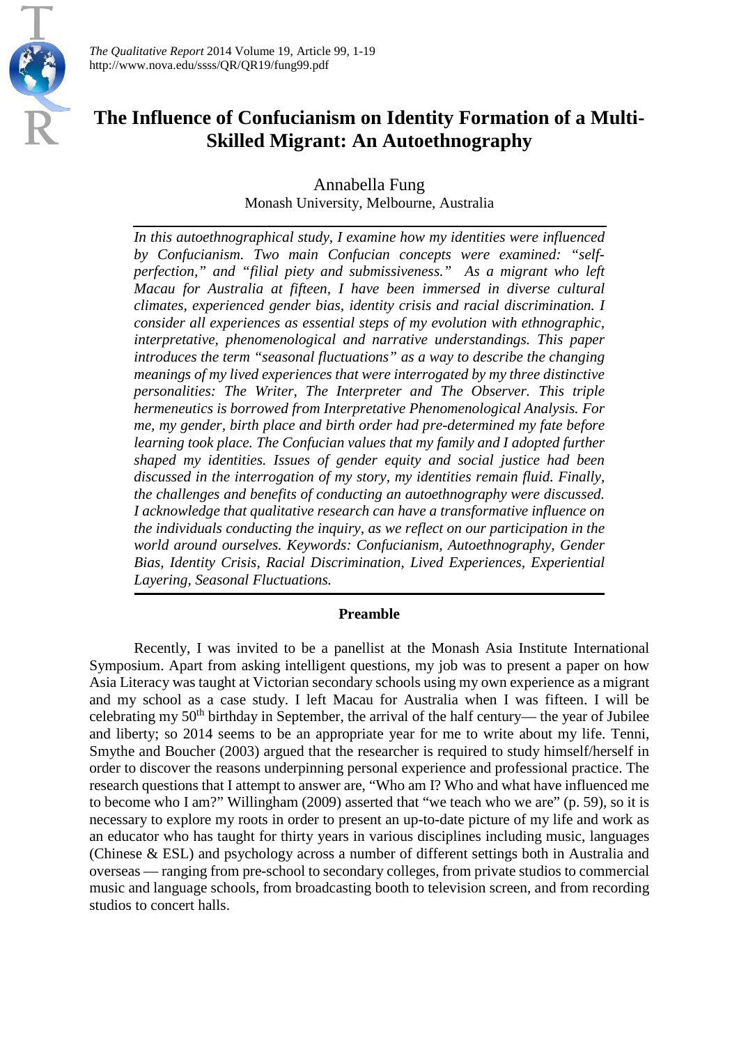# The Influence of Confucianism on Identity Formation of a Multi-Skilled Migrant: An Autoethnography

Annabella Fung
Monash University, Melbourne, Australia

*In this autoethnographical study, I examine how my identities were influenced by Confucianism. Two main Confucian concepts were examined: "self-perfection," and "filial piety and submissiveness." As a migrant who left Macau for Australia at fifteen, I have been immersed in diverse cultural climates, experienced gender bias, identity crisis and racial discrimination. I consider all experiences as essential steps of my evolution with ethnographic, interpretative, phenomenological and narrative understandings. This paper introduces the term "seasonal fluctuations" as a way to describe the changing meanings of my lived experiences that were interrogated by my three distinctive personalities: The Writer, The Interpreter and The Observer. This triple hermeneutics is borrowed from Interpretative Phenomenological Analysis. For me, my gender, birth place and birth order had pre-determined my fate before learning took place. The Confucian values that my family and I adopted further shaped my identities. Issues of gender equity and social justice had been discussed in the interrogation of my story, my identities remain fluid. Finally, the challenges and benefits of conducting an autoethnography were discussed. I acknowledge that qualitative research can have a transformative influence on the individuals conducting the inquiry, as we reflect on our participation in the world around ourselves. Keywords: Confucianism, Autoethnography, Gender Bias, Identity Crisis, Racial Discrimination, Lived Experiences, Experiential Layering, Seasonal Fluctuations.*

## Preamble

Recently, I was invited to be a panellist at the Monash Asia Institute International Symposium. Apart from asking intelligent questions, my job was to present a paper on how Asia Literacy was taught at Victorian secondary schools using my own experience as a migrant and my school as a case study. I left Macau for Australia when I was fifteen. I will be celebrating my 50th birthday in September, the arrival of the half century— the year of Jubilee and liberty; so 2014 seems to be an appropriate year for me to write about my life. Tenni, Smythe and Boucher (2003) argued that the researcher is required to study himself/herself in order to discover the reasons underpinning personal experience and professional practice. The research questions that I attempt to answer are, "Who am I? Who and what have influenced me to become who I am?" Willingham (2009) asserted that "we teach who we are" (p. 59), so it is necessary to explore my roots in order to present an up-to-date picture of my life and work as an educator who has taught for thirty years in various disciplines including music, languages (Chinese & ESL) and psychology across a number of different settings both in Australia and overseas — ranging from pre-school to secondary colleges, from private studios to commercial music and language schools, from broadcasting booth to television screen, and from recording studios to concert halls.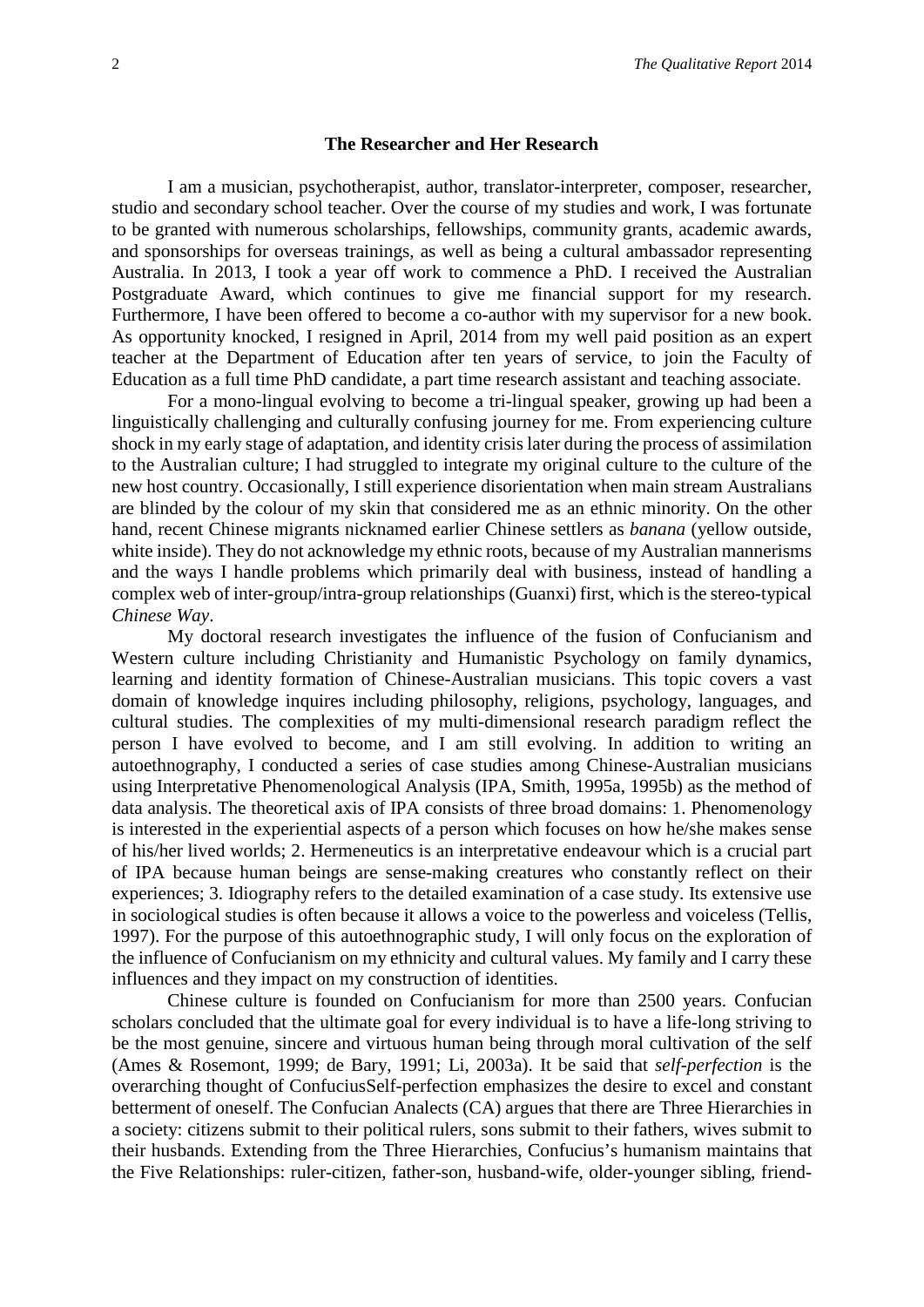### The Researcher and Her Research

I am a musician, psychotherapist, author, translator-interpreter, composer, researcher, studio and secondary school teacher. Over the course of my studies and work, I was fortunate to be granted with numerous scholarships, fellowships, community grants, academic awards, and sponsorships for overseas trainings, as well as being a cultural ambassador representing Australia. In 2013, I took a year off work to commence a PhD. I received the Australian Postgraduate Award, which continues to give me financial support for my research. Furthermore, I have been offered to become a co-author with my supervisor for a new book. As opportunity knocked, I resigned in April, 2014 from my well paid position as an expert teacher at the Department of Education after ten years of service, to join the Faculty of Education as a full time PhD candidate, a part time research assistant and teaching associate.

For a mono-lingual evolving to become a tri-lingual speaker, growing up had been a linguistically challenging and culturally confusing journey for me. From experiencing culture shock in my early stage of adaptation, and identity crisis later during the process of assimilation to the Australian culture; I had struggled to integrate my original culture to the culture of the new host country. Occasionally, I still experience disorientation when main stream Australians are blinded by the colour of my skin that considered me as an ethnic minority. On the other hand, recent Chinese migrants nicknamed earlier Chinese settlers as *banana* (yellow outside, white inside). They do not acknowledge my ethnic roots, because of my Australian mannerisms and the ways I handle problems which primarily deal with business, instead of handling a complex web of inter-group/intra-group relationships (Guanxi) first, which is the stereo-typical *Chinese Way*.

My doctoral research investigates the influence of the fusion of Confucianism and Western culture including Christianity and Humanistic Psychology on family dynamics, learning and identity formation of Chinese-Australian musicians. This topic covers a vast domain of knowledge inquires including philosophy, religions, psychology, languages, and cultural studies. The complexities of my multi-dimensional research paradigm reflect the person I have evolved to become, and I am still evolving. In addition to writing an autoethnography, I conducted a series of case studies among Chinese-Australian musicians using Interpretative Phenomenological Analysis (IPA, Smith, 1995a, 1995b) as the method of data analysis. The theoretical axis of IPA consists of three broad domains: 1. Phenomenology is interested in the experiential aspects of a person which focuses on how he/she makes sense of his/her lived worlds; 2. Hermeneutics is an interpretative endeavour which is a crucial part of IPA because human beings are sense-making creatures who constantly reflect on their experiences; 3. Idiography refers to the detailed examination of a case study. Its extensive use in sociological studies is often because it allows a voice to the powerless and voiceless (Tellis, 1997). For the purpose of this autoethnographic study, I will only focus on the exploration of the influence of Confucianism on my ethnicity and cultural values. My family and I carry these influences and they impact on my construction of identities.

Chinese culture is founded on Confucianism for more than 2500 years. Confucian scholars concluded that the ultimate goal for every individual is to have a life-long striving to be the most genuine, sincere and virtuous human being through moral cultivation of the self (Ames & Rosemont, 1999; de Bary, 1991; Li, 2003a). It be said that *self-perfection* is the overarching thought of ConfuciusSelf-perfection emphasizes the desire to excel and constant betterment of oneself. The Confucian Analects (CA) argues that there are Three Hierarchies in a society: citizens submit to their political rulers, sons submit to their fathers, wives submit to their husbands. Extending from the Three Hierarchies, Confucius's humanism maintains that the Five Relationships: ruler-citizen, father-son, husband-wife, older-younger sibling, friend-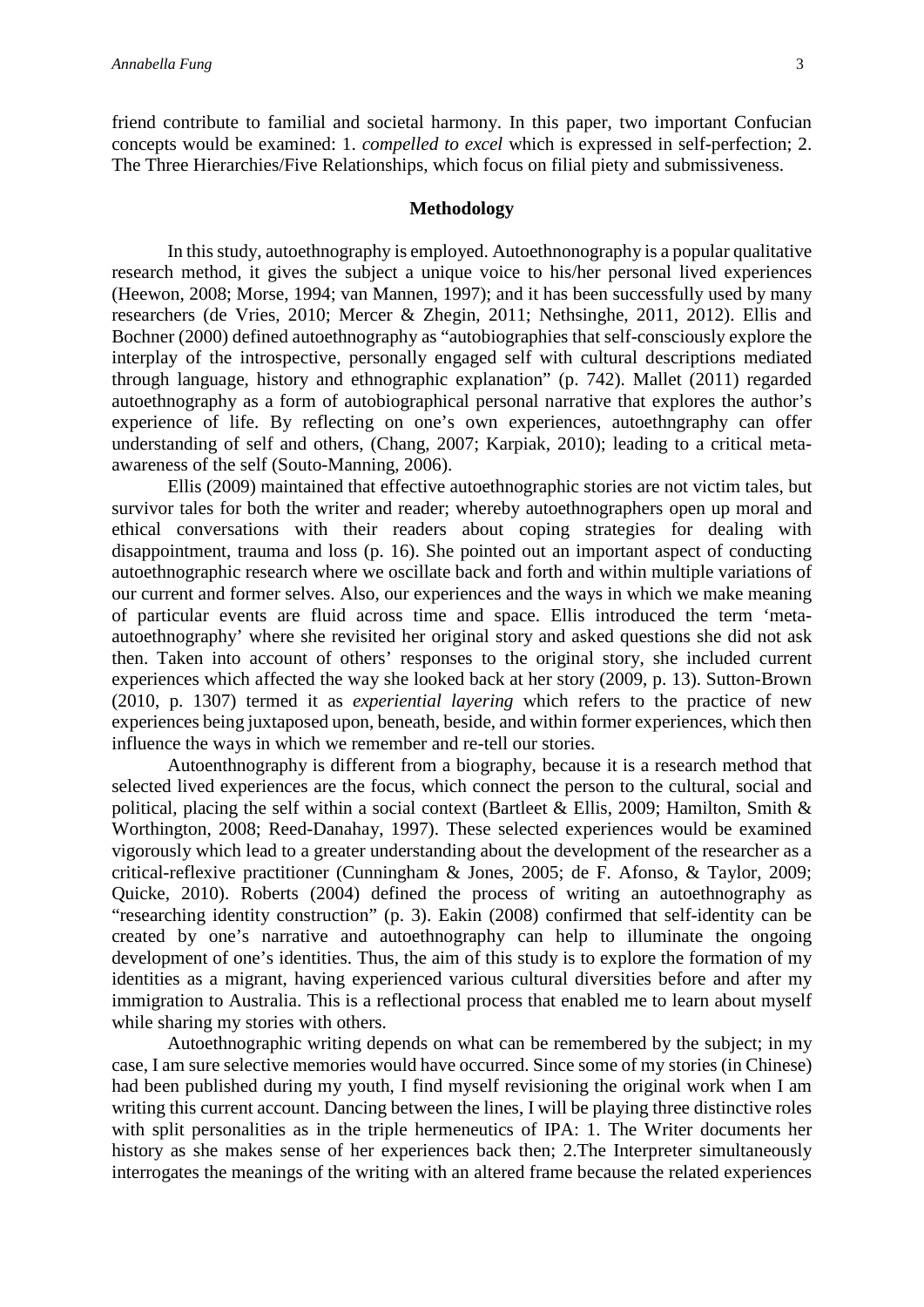friend contribute to familial and societal harmony. In this paper, two important Confucian concepts would be examined: 1. *compelled to excel* which is expressed in self-perfection; 2. The Three Hierarchies/Five Relationships, which focus on filial piety and submissiveness.

## Methodology

In this study, autoethnography is employed. Autoethnonography is a popular qualitative research method, it gives the subject a unique voice to his/her personal lived experiences (Heewon, 2008; Morse, 1994; van Mannen, 1997); and it has been successfully used by many researchers (de Vries, 2010; Mercer & Zhegin, 2011; Nethsinghe, 2011, 2012). Ellis and Bochner (2000) defined autoethnography as "autobiographies that self-consciously explore the interplay of the introspective, personally engaged self with cultural descriptions mediated through language, history and ethnographic explanation" (p. 742). Mallet (2011) regarded autoethnography as a form of autobiographical personal narrative that explores the author's experience of life. By reflecting on one's own experiences, autoethngraphy can offer understanding of self and others, (Chang, 2007; Karpiak, 2010); leading to a critical meta-awareness of the self (Souto-Manning, 2006).

Ellis (2009) maintained that effective autoethnographic stories are not victim tales, but survivor tales for both the writer and reader; whereby autoethnographers open up moral and ethical conversations with their readers about coping strategies for dealing with disappointment, trauma and loss (p. 16). She pointed out an important aspect of conducting autoethnographic research where we oscillate back and forth and within multiple variations of our current and former selves. Also, our experiences and the ways in which we make meaning of particular events are fluid across time and space. Ellis introduced the term 'meta-autoethnography' where she revisited her original story and asked questions she did not ask then. Taken into account of others' responses to the original story, she included current experiences which affected the way she looked back at her story (2009, p. 13). Sutton-Brown (2010, p. 1307) termed it as *experiential layering* which refers to the practice of new experiences being juxtaposed upon, beneath, beside, and within former experiences, which then influence the ways in which we remember and re-tell our stories.

Autoenthnography is different from a biography, because it is a research method that selected lived experiences are the focus, which connect the person to the cultural, social and political, placing the self within a social context (Bartleet & Ellis, 2009; Hamilton, Smith & Worthington, 2008; Reed-Danahay, 1997). These selected experiences would be examined vigorously which lead to a greater understanding about the development of the researcher as a critical-reflexive practitioner (Cunningham & Jones, 2005; de F. Afonso, & Taylor, 2009; Quicke, 2010). Roberts (2004) defined the process of writing an autoethnography as "researching identity construction" (p. 3). Eakin (2008) confirmed that self-identity can be created by one's narrative and autoethnography can help to illuminate the ongoing development of one's identities. Thus, the aim of this study is to explore the formation of my identities as a migrant, having experienced various cultural diversities before and after my immigration to Australia. This is a reflectional process that enabled me to learn about myself while sharing my stories with others.

Autoethnographic writing depends on what can be remembered by the subject; in my case, I am sure selective memories would have occurred. Since some of my stories (in Chinese) had been published during my youth, I find myself revisioning the original work when I am writing this current account. Dancing between the lines, I will be playing three distinctive roles with split personalities as in the triple hermeneutics of IPA: 1. The Writer documents her history as she makes sense of her experiences back then; 2.The Interpreter simultaneously interrogates the meanings of the writing with an altered frame because the related experiences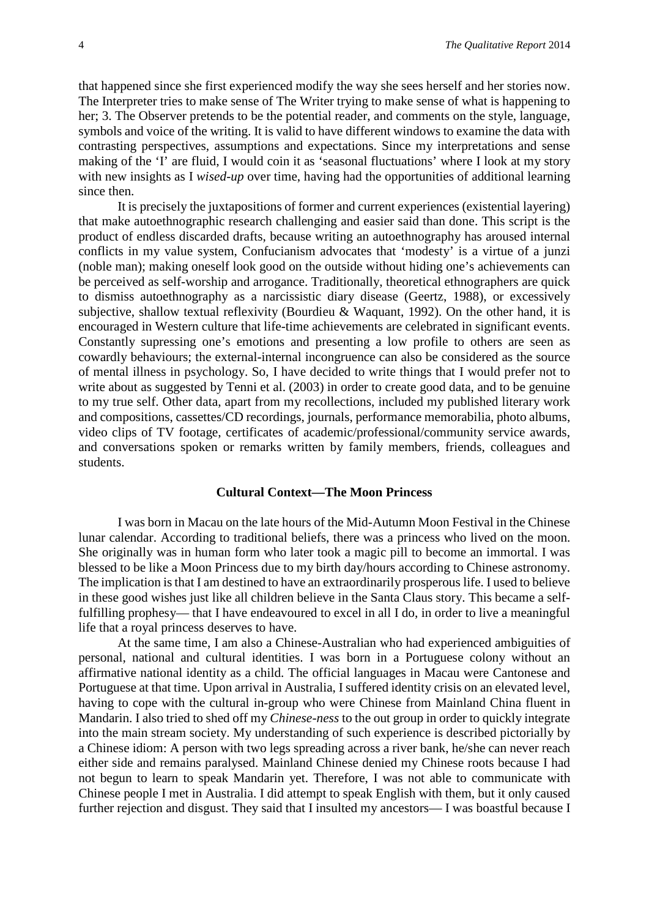that happened since she first experienced modify the way she sees herself and her stories now. The Interpreter tries to make sense of The Writer trying to make sense of what is happening to her; 3. The Observer pretends to be the potential reader, and comments on the style, language, symbols and voice of the writing. It is valid to have different windows to examine the data with contrasting perspectives, assumptions and expectations. Since my interpretations and sense making of the 'I' are fluid, I would coin it as 'seasonal fluctuations' where I look at my story with new insights as I *wised-up* over time, having had the opportunities of additional learning since then.

It is precisely the juxtapositions of former and current experiences (existential layering) that make autoethnographic research challenging and easier said than done. This script is the product of endless discarded drafts, because writing an autoethnography has aroused internal conflicts in my value system, Confucianism advocates that 'modesty' is a virtue of a junzi (noble man); making oneself look good on the outside without hiding one's achievements can be perceived as self-worship and arrogance. Traditionally, theoretical ethnographers are quick to dismiss autoethnography as a narcissistic diary disease (Geertz, 1988), or excessively subjective, shallow textual reflexivity (Bourdieu & Waquant, 1992). On the other hand, it is encouraged in Western culture that life-time achievements are celebrated in significant events. Constantly supressing one's emotions and presenting a low profile to others are seen as cowardly behaviours; the external-internal incongruence can also be considered as the source of mental illness in psychology. So, I have decided to write things that I would prefer not to write about as suggested by Tenni et al. (2003) in order to create good data, and to be genuine to my true self. Other data, apart from my recollections, included my published literary work and compositions, cassettes/CD recordings, journals, performance memorabilia, photo albums, video clips of TV footage, certificates of academic/professional/community service awards, and conversations spoken or remarks written by family members, friends, colleagues and students.

## Cultural Context—The Moon Princess

I was born in Macau on the late hours of the Mid-Autumn Moon Festival in the Chinese lunar calendar. According to traditional beliefs, there was a princess who lived on the moon. She originally was in human form who later took a magic pill to become an immortal. I was blessed to be like a Moon Princess due to my birth day/hours according to Chinese astronomy. The implication is that I am destined to have an extraordinarily prosperous life. I used to believe in these good wishes just like all children believe in the Santa Claus story. This became a self-fulfilling prophesy— that I have endeavoured to excel in all I do, in order to live a meaningful life that a royal princess deserves to have.

At the same time, I am also a Chinese-Australian who had experienced ambiguities of personal, national and cultural identities. I was born in a Portuguese colony without an affirmative national identity as a child. The official languages in Macau were Cantonese and Portuguese at that time. Upon arrival in Australia, I suffered identity crisis on an elevated level, having to cope with the cultural in-group who were Chinese from Mainland China fluent in Mandarin. I also tried to shed off my *Chinese-ness* to the out group in order to quickly integrate into the main stream society. My understanding of such experience is described pictorially by a Chinese idiom: A person with two legs spreading across a river bank, he/she can never reach either side and remains paralysed. Mainland Chinese denied my Chinese roots because I had not begun to learn to speak Mandarin yet. Therefore, I was not able to communicate with Chinese people I met in Australia. I did attempt to speak English with them, but it only caused further rejection and disgust. They said that I insulted my ancestors— I was boastful because I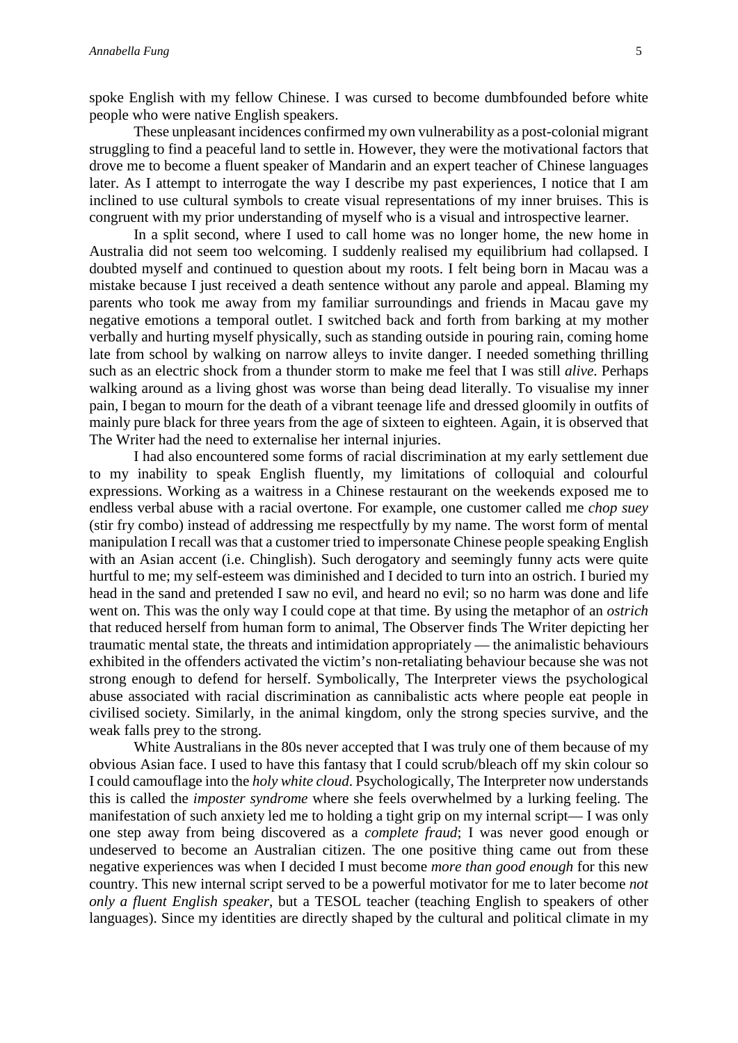spoke English with my fellow Chinese. I was cursed to become dumbfounded before white people who were native English speakers.

These unpleasant incidences confirmed my own vulnerability as a post-colonial migrant struggling to find a peaceful land to settle in. However, they were the motivational factors that drove me to become a fluent speaker of Mandarin and an expert teacher of Chinese languages later. As I attempt to interrogate the way I describe my past experiences, I notice that I am inclined to use cultural symbols to create visual representations of my inner bruises. This is congruent with my prior understanding of myself who is a visual and introspective learner.

In a split second, where I used to call home was no longer home, the new home in Australia did not seem too welcoming. I suddenly realised my equilibrium had collapsed. I doubted myself and continued to question about my roots. I felt being born in Macau was a mistake because I just received a death sentence without any parole and appeal. Blaming my parents who took me away from my familiar surroundings and friends in Macau gave my negative emotions a temporal outlet. I switched back and forth from barking at my mother verbally and hurting myself physically, such as standing outside in pouring rain, coming home late from school by walking on narrow alleys to invite danger. I needed something thrilling such as an electric shock from a thunder storm to make me feel that I was still *alive*. Perhaps walking around as a living ghost was worse than being dead literally. To visualise my inner pain, I began to mourn for the death of a vibrant teenage life and dressed gloomily in outfits of mainly pure black for three years from the age of sixteen to eighteen. Again, it is observed that The Writer had the need to externalise her internal injuries.

I had also encountered some forms of racial discrimination at my early settlement due to my inability to speak English fluently, my limitations of colloquial and colourful expressions. Working as a waitress in a Chinese restaurant on the weekends exposed me to endless verbal abuse with a racial overtone. For example, one customer called me *chop suey* (stir fry combo) instead of addressing me respectfully by my name. The worst form of mental manipulation I recall was that a customer tried to impersonate Chinese people speaking English with an Asian accent (i.e. Chinglish). Such derogatory and seemingly funny acts were quite hurtful to me; my self-esteem was diminished and I decided to turn into an ostrich. I buried my head in the sand and pretended I saw no evil, and heard no evil; so no harm was done and life went on. This was the only way I could cope at that time. By using the metaphor of an *ostrich* that reduced herself from human form to animal, The Observer finds The Writer depicting her traumatic mental state, the threats and intimidation appropriately — the animalistic behaviours exhibited in the offenders activated the victim's non-retaliating behaviour because she was not strong enough to defend for herself. Symbolically, The Interpreter views the psychological abuse associated with racial discrimination as cannibalistic acts where people eat people in civilised society. Similarly, in the animal kingdom, only the strong species survive, and the weak falls prey to the strong.

White Australians in the 80s never accepted that I was truly one of them because of my obvious Asian face. I used to have this fantasy that I could scrub/bleach off my skin colour so I could camouflage into the *holy white cloud*. Psychologically, The Interpreter now understands this is called the *imposter syndrome* where she feels overwhelmed by a lurking feeling. The manifestation of such anxiety led me to holding a tight grip on my internal script— I was only one step away from being discovered as a *complete fraud*; I was never good enough or undeserved to become an Australian citizen. The one positive thing came out from these negative experiences was when I decided I must become *more than good enough* for this new country. This new internal script served to be a powerful motivator for me to later become *not only a fluent English speaker*, but a TESOL teacher (teaching English to speakers of other languages). Since my identities are directly shaped by the cultural and political climate in my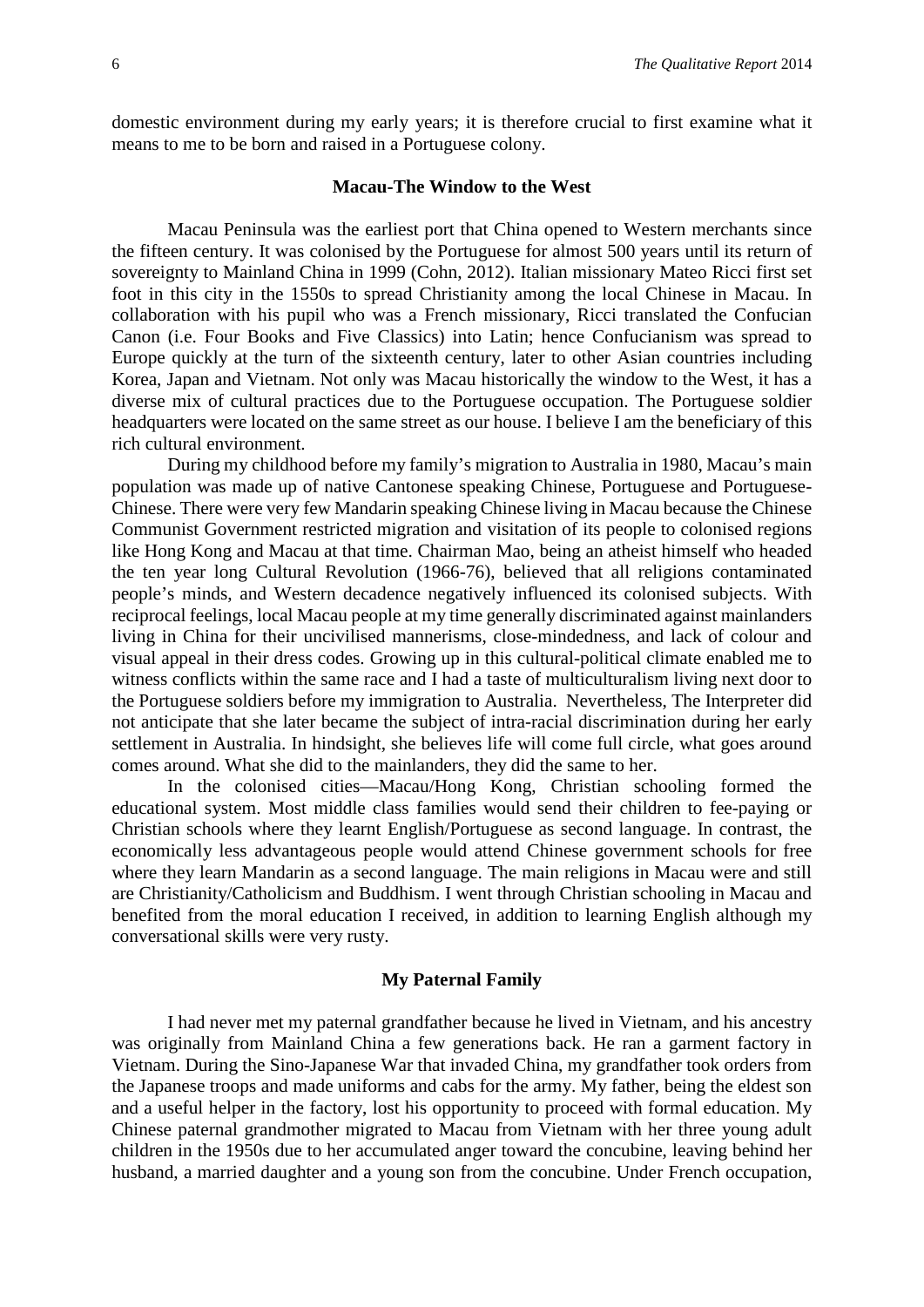domestic environment during my early years; it is therefore crucial to first examine what it means to me to be born and raised in a Portuguese colony.

## Macau-The Window to the West

Macau Peninsula was the earliest port that China opened to Western merchants since the fifteen century. It was colonised by the Portuguese for almost 500 years until its return of sovereignty to Mainland China in 1999 (Cohn, 2012). Italian missionary Mateo Ricci first set foot in this city in the 1550s to spread Christianity among the local Chinese in Macau. In collaboration with his pupil who was a French missionary, Ricci translated the Confucian Canon (i.e. Four Books and Five Classics) into Latin; hence Confucianism was spread to Europe quickly at the turn of the sixteenth century, later to other Asian countries including Korea, Japan and Vietnam. Not only was Macau historically the window to the West, it has a diverse mix of cultural practices due to the Portuguese occupation. The Portuguese soldier headquarters were located on the same street as our house. I believe I am the beneficiary of this rich cultural environment.

During my childhood before my family's migration to Australia in 1980, Macau's main population was made up of native Cantonese speaking Chinese, Portuguese and Portuguese-Chinese. There were very few Mandarin speaking Chinese living in Macau because the Chinese Communist Government restricted migration and visitation of its people to colonised regions like Hong Kong and Macau at that time. Chairman Mao, being an atheist himself who headed the ten year long Cultural Revolution (1966-76), believed that all religions contaminated people's minds, and Western decadence negatively influenced its colonised subjects. With reciprocal feelings, local Macau people at my time generally discriminated against mainlanders living in China for their uncivilised mannerisms, close-mindedness, and lack of colour and visual appeal in their dress codes. Growing up in this cultural-political climate enabled me to witness conflicts within the same race and I had a taste of multiculturalism living next door to the Portuguese soldiers before my immigration to Australia. Nevertheless, The Interpreter did not anticipate that she later became the subject of intra-racial discrimination during her early settlement in Australia. In hindsight, she believes life will come full circle, what goes around comes around. What she did to the mainlanders, they did the same to her.

In the colonised cities—Macau/Hong Kong, Christian schooling formed the educational system. Most middle class families would send their children to fee-paying or Christian schools where they learnt English/Portuguese as second language. In contrast, the economically less advantageous people would attend Chinese government schools for free where they learn Mandarin as a second language. The main religions in Macau were and still are Christianity/Catholicism and Buddhism. I went through Christian schooling in Macau and benefited from the moral education I received, in addition to learning English although my conversational skills were very rusty.

## My Paternal Family

I had never met my paternal grandfather because he lived in Vietnam, and his ancestry was originally from Mainland China a few generations back. He ran a garment factory in Vietnam. During the Sino-Japanese War that invaded China, my grandfather took orders from the Japanese troops and made uniforms and cabs for the army. My father, being the eldest son and a useful helper in the factory, lost his opportunity to proceed with formal education. My Chinese paternal grandmother migrated to Macau from Vietnam with her three young adult children in the 1950s due to her accumulated anger toward the concubine, leaving behind her husband, a married daughter and a young son from the concubine. Under French occupation,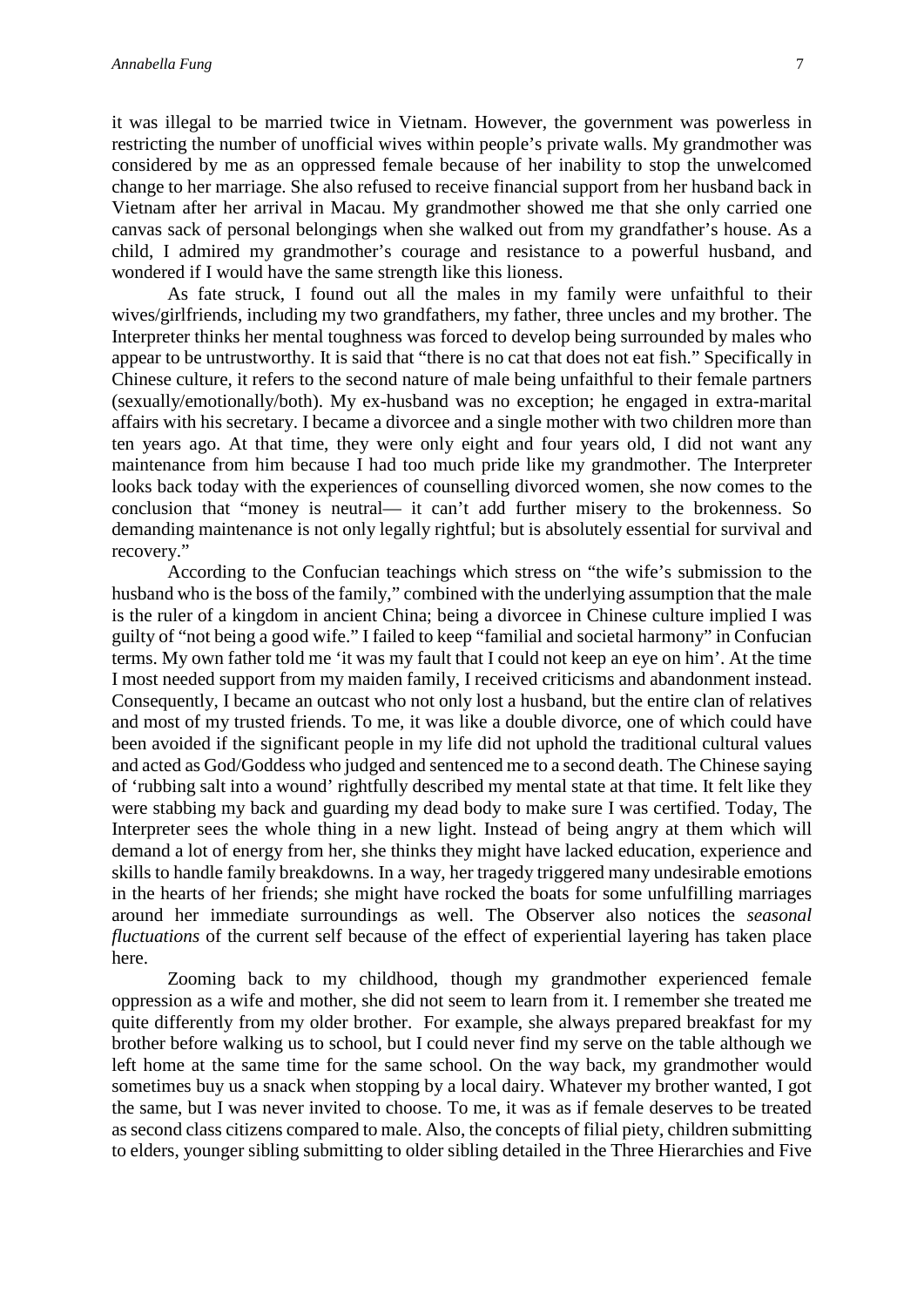it was illegal to be married twice in Vietnam. However, the government was powerless in restricting the number of unofficial wives within people's private walls. My grandmother was considered by me as an oppressed female because of her inability to stop the unwelcomed change to her marriage. She also refused to receive financial support from her husband back in Vietnam after her arrival in Macau. My grandmother showed me that she only carried one canvas sack of personal belongings when she walked out from my grandfather's house. As a child, I admired my grandmother's courage and resistance to a powerful husband, and wondered if I would have the same strength like this lioness.

As fate struck, I found out all the males in my family were unfaithful to their wives/girlfriends, including my two grandfathers, my father, three uncles and my brother. The Interpreter thinks her mental toughness was forced to develop being surrounded by males who appear to be untrustworthy. It is said that "there is no cat that does not eat fish." Specifically in Chinese culture, it refers to the second nature of male being unfaithful to their female partners (sexually/emotionally/both). My ex-husband was no exception; he engaged in extra-marital affairs with his secretary. I became a divorcee and a single mother with two children more than ten years ago. At that time, they were only eight and four years old, I did not want any maintenance from him because I had too much pride like my grandmother. The Interpreter looks back today with the experiences of counselling divorced women, she now comes to the conclusion that "money is neutral— it can't add further misery to the brokenness. So demanding maintenance is not only legally rightful; but is absolutely essential for survival and recovery."

According to the Confucian teachings which stress on "the wife's submission to the husband who is the boss of the family," combined with the underlying assumption that the male is the ruler of a kingdom in ancient China; being a divorcee in Chinese culture implied I was guilty of "not being a good wife." I failed to keep "familial and societal harmony" in Confucian terms. My own father told me 'it was my fault that I could not keep an eye on him'. At the time I most needed support from my maiden family, I received criticisms and abandonment instead. Consequently, I became an outcast who not only lost a husband, but the entire clan of relatives and most of my trusted friends. To me, it was like a double divorce, one of which could have been avoided if the significant people in my life did not uphold the traditional cultural values and acted as God/Goddess who judged and sentenced me to a second death. The Chinese saying of 'rubbing salt into a wound' rightfully described my mental state at that time. It felt like they were stabbing my back and guarding my dead body to make sure I was certified. Today, The Interpreter sees the whole thing in a new light. Instead of being angry at them which will demand a lot of energy from her, she thinks they might have lacked education, experience and skills to handle family breakdowns. In a way, her tragedy triggered many undesirable emotions in the hearts of her friends; she might have rocked the boats for some unfulfilling marriages around her immediate surroundings as well. The Observer also notices the *seasonal fluctuations* of the current self because of the effect of experiential layering has taken place here.

Zooming back to my childhood, though my grandmother experienced female oppression as a wife and mother, she did not seem to learn from it. I remember she treated me quite differently from my older brother. For example, she always prepared breakfast for my brother before walking us to school, but I could never find my serve on the table although we left home at the same time for the same school. On the way back, my grandmother would sometimes buy us a snack when stopping by a local dairy. Whatever my brother wanted, I got the same, but I was never invited to choose. To me, it was as if female deserves to be treated as second class citizens compared to male. Also, the concepts of filial piety, children submitting to elders, younger sibling submitting to older sibling detailed in the Three Hierarchies and Five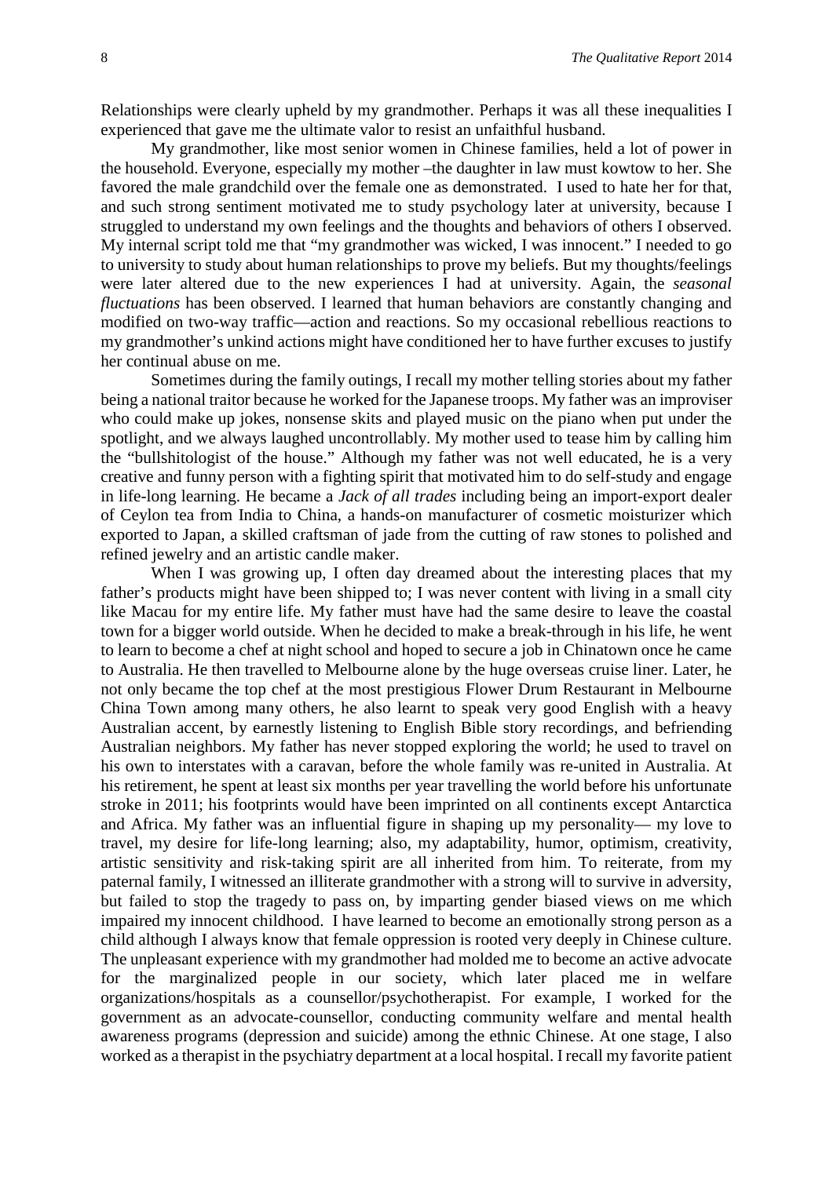Relationships were clearly upheld by my grandmother. Perhaps it was all these inequalities I experienced that gave me the ultimate valor to resist an unfaithful husband.

My grandmother, like most senior women in Chinese families, held a lot of power in the household. Everyone, especially my mother –the daughter in law must kowtow to her. She favored the male grandchild over the female one as demonstrated. I used to hate her for that, and such strong sentiment motivated me to study psychology later at university, because I struggled to understand my own feelings and the thoughts and behaviors of others I observed. My internal script told me that "my grandmother was wicked, I was innocent." I needed to go to university to study about human relationships to prove my beliefs. But my thoughts/feelings were later altered due to the new experiences I had at university. Again, the *seasonal fluctuations* has been observed. I learned that human behaviors are constantly changing and modified on two-way traffic—action and reactions. So my occasional rebellious reactions to my grandmother's unkind actions might have conditioned her to have further excuses to justify her continual abuse on me.

Sometimes during the family outings, I recall my mother telling stories about my father being a national traitor because he worked for the Japanese troops. My father was an improviser who could make up jokes, nonsense skits and played music on the piano when put under the spotlight, and we always laughed uncontrollably. My mother used to tease him by calling him the "bullshitologist of the house." Although my father was not well educated, he is a very creative and funny person with a fighting spirit that motivated him to do self-study and engage in life-long learning. He became a *Jack of all trades* including being an import-export dealer of Ceylon tea from India to China, a hands-on manufacturer of cosmetic moisturizer which exported to Japan, a skilled craftsman of jade from the cutting of raw stones to polished and refined jewelry and an artistic candle maker.

When I was growing up, I often day dreamed about the interesting places that my father's products might have been shipped to; I was never content with living in a small city like Macau for my entire life. My father must have had the same desire to leave the coastal town for a bigger world outside. When he decided to make a break-through in his life, he went to learn to become a chef at night school and hoped to secure a job in Chinatown once he came to Australia. He then travelled to Melbourne alone by the huge overseas cruise liner. Later, he not only became the top chef at the most prestigious Flower Drum Restaurant in Melbourne China Town among many others, he also learnt to speak very good English with a heavy Australian accent, by earnestly listening to English Bible story recordings, and befriending Australian neighbors. My father has never stopped exploring the world; he used to travel on his own to interstates with a caravan, before the whole family was re-united in Australia. At his retirement, he spent at least six months per year travelling the world before his unfortunate stroke in 2011; his footprints would have been imprinted on all continents except Antarctica and Africa. My father was an influential figure in shaping up my personality— my love to travel, my desire for life-long learning; also, my adaptability, humor, optimism, creativity, artistic sensitivity and risk-taking spirit are all inherited from him. To reiterate, from my paternal family, I witnessed an illiterate grandmother with a strong will to survive in adversity, but failed to stop the tragedy to pass on, by imparting gender biased views on me which impaired my innocent childhood. I have learned to become an emotionally strong person as a child although I always know that female oppression is rooted very deeply in Chinese culture. The unpleasant experience with my grandmother had molded me to become an active advocate for the marginalized people in our society, which later placed me in welfare organizations/hospitals as a counsellor/psychotherapist. For example, I worked for the government as an advocate-counsellor, conducting community welfare and mental health awareness programs (depression and suicide) among the ethnic Chinese. At one stage, I also worked as a therapist in the psychiatry department at a local hospital. I recall my favorite patient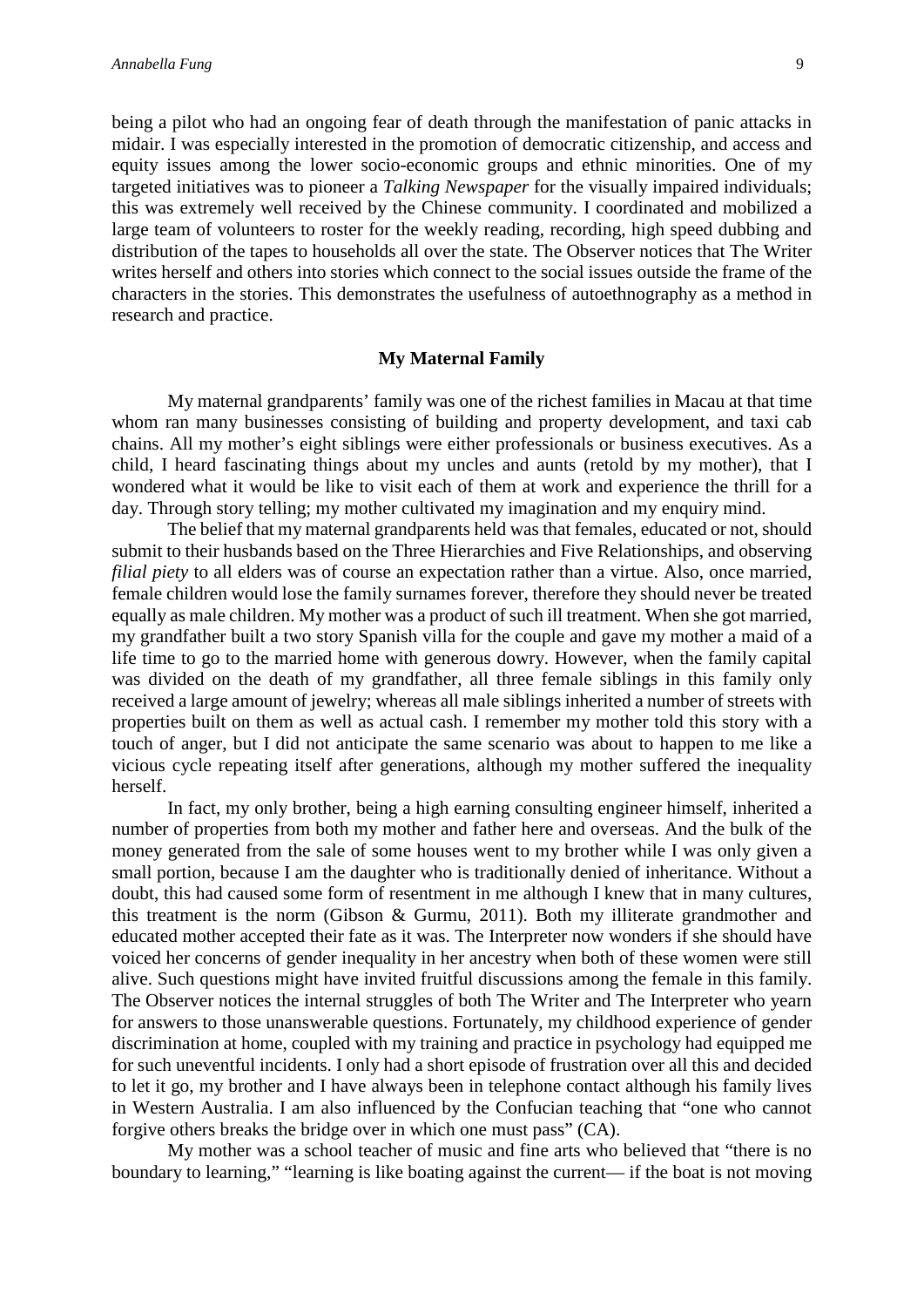being a pilot who had an ongoing fear of death through the manifestation of panic attacks in midair. I was especially interested in the promotion of democratic citizenship, and access and equity issues among the lower socio-economic groups and ethnic minorities. One of my targeted initiatives was to pioneer a *Talking Newspaper* for the visually impaired individuals; this was extremely well received by the Chinese community. I coordinated and mobilized a large team of volunteers to roster for the weekly reading, recording, high speed dubbing and distribution of the tapes to households all over the state. The Observer notices that The Writer writes herself and others into stories which connect to the social issues outside the frame of the characters in the stories. This demonstrates the usefulness of autoethnography as a method in research and practice.

## My Maternal Family

My maternal grandparents' family was one of the richest families in Macau at that time whom ran many businesses consisting of building and property development, and taxi cab chains. All my mother's eight siblings were either professionals or business executives. As a child, I heard fascinating things about my uncles and aunts (retold by my mother), that I wondered what it would be like to visit each of them at work and experience the thrill for a day. Through story telling; my mother cultivated my imagination and my enquiry mind.

The belief that my maternal grandparents held was that females, educated or not, should submit to their husbands based on the Three Hierarchies and Five Relationships, and observing *filial piety* to all elders was of course an expectation rather than a virtue. Also, once married, female children would lose the family surnames forever, therefore they should never be treated equally as male children. My mother was a product of such ill treatment. When she got married, my grandfather built a two story Spanish villa for the couple and gave my mother a maid of a life time to go to the married home with generous dowry. However, when the family capital was divided on the death of my grandfather, all three female siblings in this family only received a large amount of jewelry; whereas all male siblings inherited a number of streets with properties built on them as well as actual cash. I remember my mother told this story with a touch of anger, but I did not anticipate the same scenario was about to happen to me like a vicious cycle repeating itself after generations, although my mother suffered the inequality herself.

In fact, my only brother, being a high earning consulting engineer himself, inherited a number of properties from both my mother and father here and overseas. And the bulk of the money generated from the sale of some houses went to my brother while I was only given a small portion, because I am the daughter who is traditionally denied of inheritance. Without a doubt, this had caused some form of resentment in me although I knew that in many cultures, this treatment is the norm (Gibson & Gurmu, 2011). Both my illiterate grandmother and educated mother accepted their fate as it was. The Interpreter now wonders if she should have voiced her concerns of gender inequality in her ancestry when both of these women were still alive. Such questions might have invited fruitful discussions among the female in this family. The Observer notices the internal struggles of both The Writer and The Interpreter who yearn for answers to those unanswerable questions. Fortunately, my childhood experience of gender discrimination at home, coupled with my training and practice in psychology had equipped me for such uneventful incidents. I only had a short episode of frustration over all this and decided to let it go, my brother and I have always been in telephone contact although his family lives in Western Australia. I am also influenced by the Confucian teaching that "one who cannot forgive others breaks the bridge over in which one must pass" (CA).

My mother was a school teacher of music and fine arts who believed that "there is no boundary to learning," "learning is like boating against the current— if the boat is not moving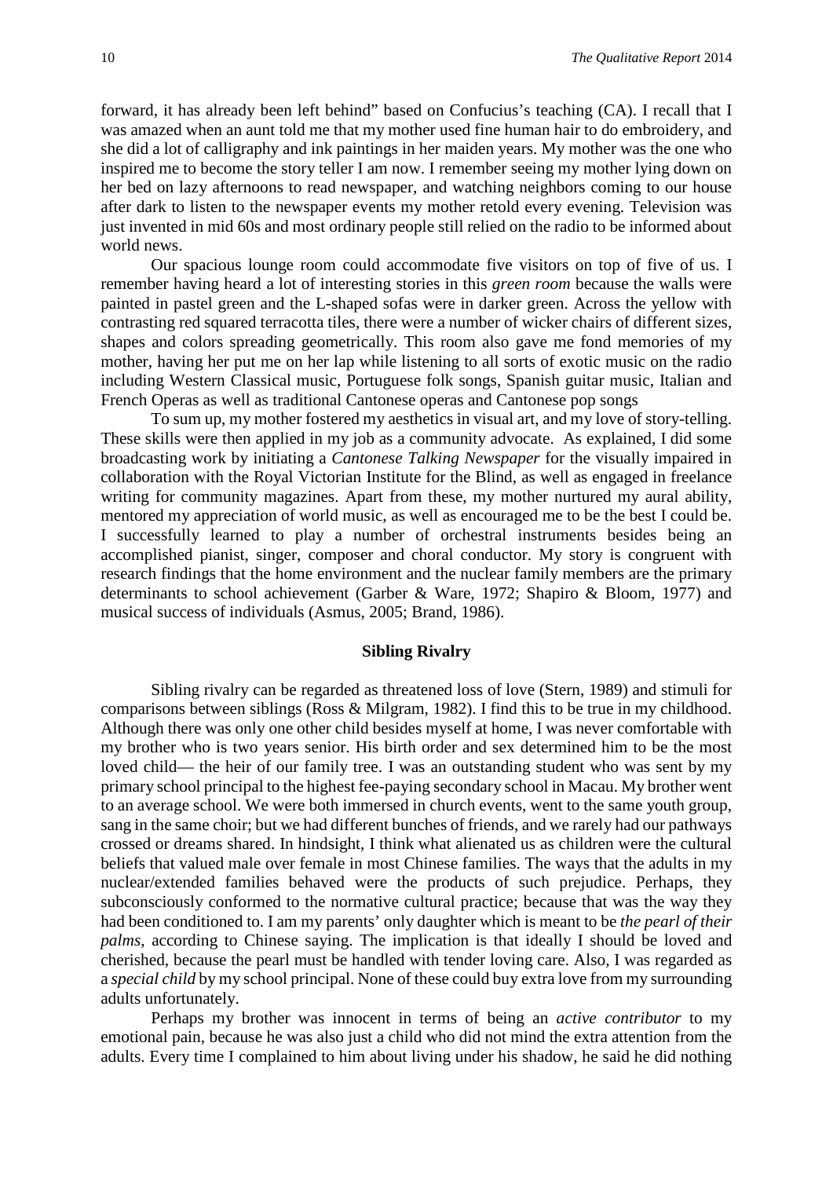forward, it has already been left behind" based on Confucius's teaching (CA). I recall that I was amazed when an aunt told me that my mother used fine human hair to do embroidery, and she did a lot of calligraphy and ink paintings in her maiden years. My mother was the one who inspired me to become the story teller I am now. I remember seeing my mother lying down on her bed on lazy afternoons to read newspaper, and watching neighbors coming to our house after dark to listen to the newspaper events my mother retold every evening. Television was just invented in mid 60s and most ordinary people still relied on the radio to be informed about world news.

Our spacious lounge room could accommodate five visitors on top of five of us. I remember having heard a lot of interesting stories in this *green room* because the walls were painted in pastel green and the L-shaped sofas were in darker green. Across the yellow with contrasting red squared terracotta tiles, there were a number of wicker chairs of different sizes, shapes and colors spreading geometrically. This room also gave me fond memories of my mother, having her put me on her lap while listening to all sorts of exotic music on the radio including Western Classical music, Portuguese folk songs, Spanish guitar music, Italian and French Operas as well as traditional Cantonese operas and Cantonese pop songs

To sum up, my mother fostered my aesthetics in visual art, and my love of story-telling. These skills were then applied in my job as a community advocate. As explained, I did some broadcasting work by initiating a *Cantonese Talking Newspaper* for the visually impaired in collaboration with the Royal Victorian Institute for the Blind, as well as engaged in freelance writing for community magazines. Apart from these, my mother nurtured my aural ability, mentored my appreciation of world music, as well as encouraged me to be the best I could be. I successfully learned to play a number of orchestral instruments besides being an accomplished pianist, singer, composer and choral conductor. My story is congruent with research findings that the home environment and the nuclear family members are the primary determinants to school achievement (Garber & Ware, 1972; Shapiro & Bloom, 1977) and musical success of individuals (Asmus, 2005; Brand, 1986).

## Sibling Rivalry

Sibling rivalry can be regarded as threatened loss of love (Stern, 1989) and stimuli for comparisons between siblings (Ross & Milgram, 1982). I find this to be true in my childhood. Although there was only one other child besides myself at home, I was never comfortable with my brother who is two years senior. His birth order and sex determined him to be the most loved child— the heir of our family tree. I was an outstanding student who was sent by my primary school principal to the highest fee-paying secondary school in Macau. My brother went to an average school. We were both immersed in church events, went to the same youth group, sang in the same choir; but we had different bunches of friends, and we rarely had our pathways crossed or dreams shared. In hindsight, I think what alienated us as children were the cultural beliefs that valued male over female in most Chinese families. The ways that the adults in my nuclear/extended families behaved were the products of such prejudice. Perhaps, they subconsciously conformed to the normative cultural practice; because that was the way they had been conditioned to. I am my parents' only daughter which is meant to be *the pearl of their palms*, according to Chinese saying. The implication is that ideally I should be loved and cherished, because the pearl must be handled with tender loving care. Also, I was regarded as a *special child* by my school principal. None of these could buy extra love from my surrounding adults unfortunately.

Perhaps my brother was innocent in terms of being an *active contributor* to my emotional pain, because he was also just a child who did not mind the extra attention from the adults. Every time I complained to him about living under his shadow, he said he did nothing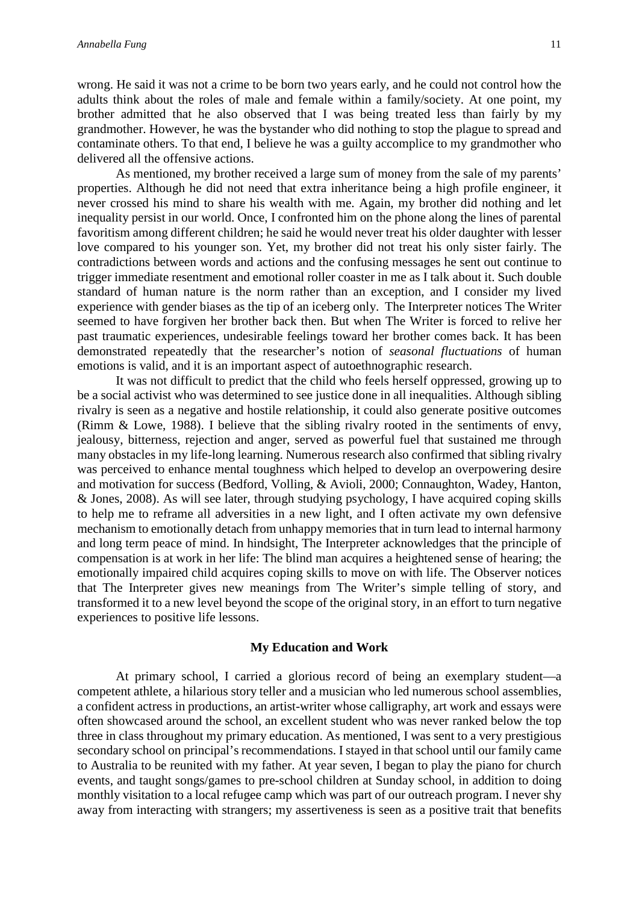wrong. He said it was not a crime to be born two years early, and he could not control how the adults think about the roles of male and female within a family/society. At one point, my brother admitted that he also observed that I was being treated less than fairly by my grandmother. However, he was the bystander who did nothing to stop the plague to spread and contaminate others. To that end, I believe he was a guilty accomplice to my grandmother who delivered all the offensive actions.

As mentioned, my brother received a large sum of money from the sale of my parents' properties. Although he did not need that extra inheritance being a high profile engineer, it never crossed his mind to share his wealth with me. Again, my brother did nothing and let inequality persist in our world. Once, I confronted him on the phone along the lines of parental favoritism among different children; he said he would never treat his older daughter with lesser love compared to his younger son. Yet, my brother did not treat his only sister fairly. The contradictions between words and actions and the confusing messages he sent out continue to trigger immediate resentment and emotional roller coaster in me as I talk about it. Such double standard of human nature is the norm rather than an exception, and I consider my lived experience with gender biases as the tip of an iceberg only. The Interpreter notices The Writer seemed to have forgiven her brother back then. But when The Writer is forced to relive her past traumatic experiences, undesirable feelings toward her brother comes back. It has been demonstrated repeatedly that the researcher's notion of *seasonal fluctuations* of human emotions is valid, and it is an important aspect of autoethnographic research.

It was not difficult to predict that the child who feels herself oppressed, growing up to be a social activist who was determined to see justice done in all inequalities. Although sibling rivalry is seen as a negative and hostile relationship, it could also generate positive outcomes (Rimm & Lowe, 1988). I believe that the sibling rivalry rooted in the sentiments of envy, jealousy, bitterness, rejection and anger, served as powerful fuel that sustained me through many obstacles in my life-long learning. Numerous research also confirmed that sibling rivalry was perceived to enhance mental toughness which helped to develop an overpowering desire and motivation for success (Bedford, Volling, & Avioli, 2000; Connaughton, Wadey, Hanton, & Jones, 2008). As will see later, through studying psychology, I have acquired coping skills to help me to reframe all adversities in a new light, and I often activate my own defensive mechanism to emotionally detach from unhappy memories that in turn lead to internal harmony and long term peace of mind. In hindsight, The Interpreter acknowledges that the principle of compensation is at work in her life: The blind man acquires a heightened sense of hearing; the emotionally impaired child acquires coping skills to move on with life. The Observer notices that The Interpreter gives new meanings from The Writer's simple telling of story, and transformed it to a new level beyond the scope of the original story, in an effort to turn negative experiences to positive life lessons.

## My Education and Work

At primary school, I carried a glorious record of being an exemplary student—a competent athlete, a hilarious story teller and a musician who led numerous school assemblies, a confident actress in productions, an artist-writer whose calligraphy, art work and essays were often showcased around the school, an excellent student who was never ranked below the top three in class throughout my primary education. As mentioned, I was sent to a very prestigious secondary school on principal's recommendations. I stayed in that school until our family came to Australia to be reunited with my father. At year seven, I began to play the piano for church events, and taught songs/games to pre-school children at Sunday school, in addition to doing monthly visitation to a local refugee camp which was part of our outreach program. I never shy away from interacting with strangers; my assertiveness is seen as a positive trait that benefits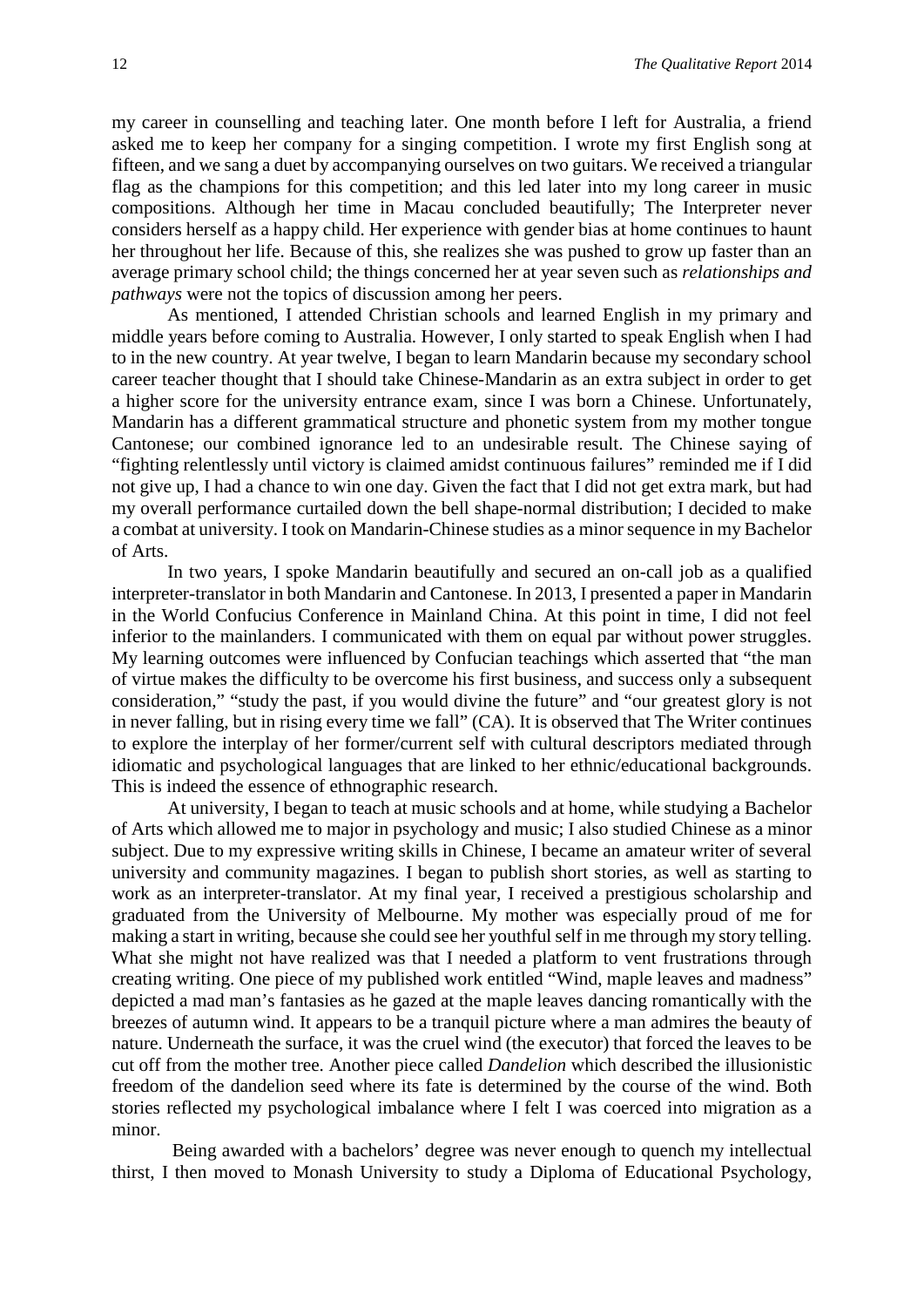my career in counselling and teaching later. One month before I left for Australia, a friend asked me to keep her company for a singing competition. I wrote my first English song at fifteen, and we sang a duet by accompanying ourselves on two guitars. We received a triangular flag as the champions for this competition; and this led later into my long career in music compositions. Although her time in Macau concluded beautifully; The Interpreter never considers herself as a happy child. Her experience with gender bias at home continues to haunt her throughout her life. Because of this, she realizes she was pushed to grow up faster than an average primary school child; the things concerned her at year seven such as *relationships and pathways* were not the topics of discussion among her peers.

As mentioned, I attended Christian schools and learned English in my primary and middle years before coming to Australia. However, I only started to speak English when I had to in the new country. At year twelve, I began to learn Mandarin because my secondary school career teacher thought that I should take Chinese-Mandarin as an extra subject in order to get a higher score for the university entrance exam, since I was born a Chinese. Unfortunately, Mandarin has a different grammatical structure and phonetic system from my mother tongue Cantonese; our combined ignorance led to an undesirable result. The Chinese saying of "fighting relentlessly until victory is claimed amidst continuous failures" reminded me if I did not give up, I had a chance to win one day. Given the fact that I did not get extra mark, but had my overall performance curtailed down the bell shape-normal distribution; I decided to make a combat at university. I took on Mandarin-Chinese studies as a minor sequence in my Bachelor of Arts.

In two years, I spoke Mandarin beautifully and secured an on-call job as a qualified interpreter-translator in both Mandarin and Cantonese. In 2013, I presented a paper in Mandarin in the World Confucius Conference in Mainland China. At this point in time, I did not feel inferior to the mainlanders. I communicated with them on equal par without power struggles. My learning outcomes were influenced by Confucian teachings which asserted that "the man of virtue makes the difficulty to be overcome his first business, and success only a subsequent consideration," "study the past, if you would divine the future" and "our greatest glory is not in never falling, but in rising every time we fall" (CA). It is observed that The Writer continues to explore the interplay of her former/current self with cultural descriptors mediated through idiomatic and psychological languages that are linked to her ethnic/educational backgrounds. This is indeed the essence of ethnographic research.

At university, I began to teach at music schools and at home, while studying a Bachelor of Arts which allowed me to major in psychology and music; I also studied Chinese as a minor subject. Due to my expressive writing skills in Chinese, I became an amateur writer of several university and community magazines. I began to publish short stories, as well as starting to work as an interpreter-translator. At my final year, I received a prestigious scholarship and graduated from the University of Melbourne. My mother was especially proud of me for making a start in writing, because she could see her youthful self in me through my story telling. What she might not have realized was that I needed a platform to vent frustrations through creating writing. One piece of my published work entitled "Wind, maple leaves and madness" depicted a mad man's fantasies as he gazed at the maple leaves dancing romantically with the breezes of autumn wind. It appears to be a tranquil picture where a man admires the beauty of nature. Underneath the surface, it was the cruel wind (the executor) that forced the leaves to be cut off from the mother tree. Another piece called *Dandelion* which described the illusionistic freedom of the dandelion seed where its fate is determined by the course of the wind. Both stories reflected my psychological imbalance where I felt I was coerced into migration as a minor.

Being awarded with a bachelors' degree was never enough to quench my intellectual thirst, I then moved to Monash University to study a Diploma of Educational Psychology,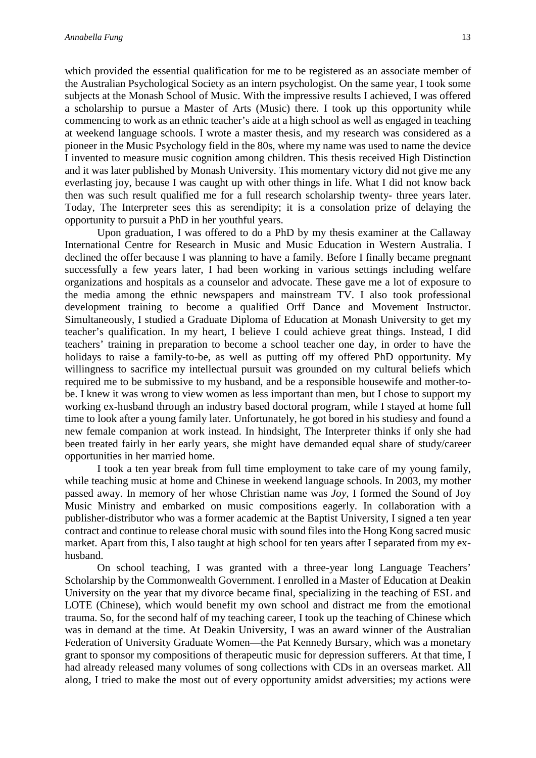which provided the essential qualification for me to be registered as an associate member of the Australian Psychological Society as an intern psychologist. On the same year, I took some subjects at the Monash School of Music. With the impressive results I achieved, I was offered a scholarship to pursue a Master of Arts (Music) there. I took up this opportunity while commencing to work as an ethnic teacher's aide at a high school as well as engaged in teaching at weekend language schools. I wrote a master thesis, and my research was considered as a pioneer in the Music Psychology field in the 80s, where my name was used to name the device I invented to measure music cognition among children. This thesis received High Distinction and it was later published by Monash University. This momentary victory did not give me any everlasting joy, because I was caught up with other things in life. What I did not know back then was such result qualified me for a full research scholarship twenty- three years later. Today, The Interpreter sees this as serendipity; it is a consolation prize of delaying the opportunity to pursuit a PhD in her youthful years.

Upon graduation, I was offered to do a PhD by my thesis examiner at the Callaway International Centre for Research in Music and Music Education in Western Australia. I declined the offer because I was planning to have a family. Before I finally became pregnant successfully a few years later, I had been working in various settings including welfare organizations and hospitals as a counselor and advocate. These gave me a lot of exposure to the media among the ethnic newspapers and mainstream TV. I also took professional development training to become a qualified Orff Dance and Movement Instructor. Simultaneously, I studied a Graduate Diploma of Education at Monash University to get my teacher's qualification. In my heart, I believe I could achieve great things. Instead, I did teachers' training in preparation to become a school teacher one day, in order to have the holidays to raise a family-to-be, as well as putting off my offered PhD opportunity. My willingness to sacrifice my intellectual pursuit was grounded on my cultural beliefs which required me to be submissive to my husband, and be a responsible housewife and mother-to-be. I knew it was wrong to view women as less important than men, but I chose to support my working ex-husband through an industry based doctoral program, while I stayed at home full time to look after a young family later. Unfortunately, he got bored in his studiesy and found a new female companion at work instead. In hindsight, The Interpreter thinks if only she had been treated fairly in her early years, she might have demanded equal share of study/career opportunities in her married home.

I took a ten year break from full time employment to take care of my young family, while teaching music at home and Chinese in weekend language schools. In 2003, my mother passed away. In memory of her whose Christian name was *Joy*, I formed the Sound of Joy Music Ministry and embarked on music compositions eagerly. In collaboration with a publisher-distributor who was a former academic at the Baptist University, I signed a ten year contract and continue to release choral music with sound files into the Hong Kong sacred music market. Apart from this, I also taught at high school for ten years after I separated from my ex-husband.

On school teaching, I was granted with a three-year long Language Teachers' Scholarship by the Commonwealth Government. I enrolled in a Master of Education at Deakin University on the year that my divorce became final, specializing in the teaching of ESL and LOTE (Chinese), which would benefit my own school and distract me from the emotional trauma. So, for the second half of my teaching career, I took up the teaching of Chinese which was in demand at the time. At Deakin University, I was an award winner of the Australian Federation of University Graduate Women—the Pat Kennedy Bursary, which was a monetary grant to sponsor my compositions of therapeutic music for depression sufferers. At that time, I had already released many volumes of song collections with CDs in an overseas market. All along, I tried to make the most out of every opportunity amidst adversities; my actions were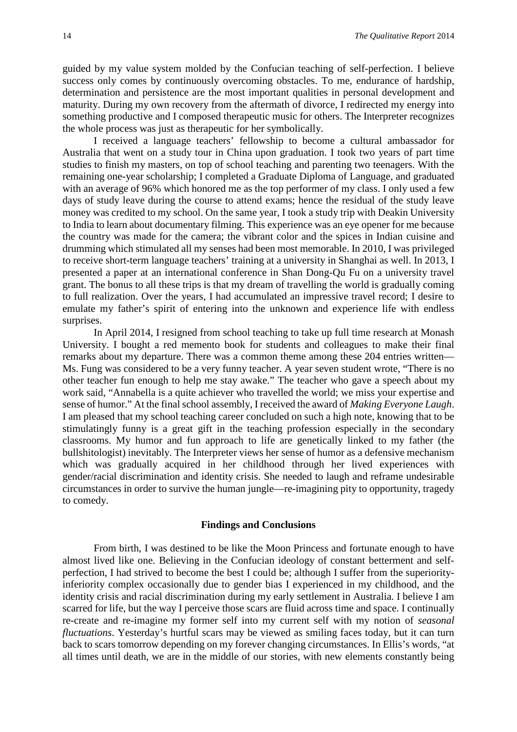guided by my value system molded by the Confucian teaching of self-perfection. I believe success only comes by continuously overcoming obstacles. To me, endurance of hardship, determination and persistence are the most important qualities in personal development and maturity. During my own recovery from the aftermath of divorce, I redirected my energy into something productive and I composed therapeutic music for others. The Interpreter recognizes the whole process was just as therapeutic for her symbolically.

I received a language teachers' fellowship to become a cultural ambassador for Australia that went on a study tour in China upon graduation. I took two years of part time studies to finish my masters, on top of school teaching and parenting two teenagers. With the remaining one-year scholarship; I completed a Graduate Diploma of Language, and graduated with an average of 96% which honored me as the top performer of my class. I only used a few days of study leave during the course to attend exams; hence the residual of the study leave money was credited to my school. On the same year, I took a study trip with Deakin University to India to learn about documentary filming. This experience was an eye opener for me because the country was made for the camera; the vibrant color and the spices in Indian cuisine and drumming which stimulated all my senses had been most memorable. In 2010, I was privileged to receive short-term language teachers' training at a university in Shanghai as well. In 2013, I presented a paper at an international conference in Shan Dong-Qu Fu on a university travel grant. The bonus to all these trips is that my dream of travelling the world is gradually coming to full realization. Over the years, I had accumulated an impressive travel record; I desire to emulate my father's spirit of entering into the unknown and experience life with endless surprises.

In April 2014, I resigned from school teaching to take up full time research at Monash University. I bought a red memento book for students and colleagues to make their final remarks about my departure. There was a common theme among these 204 entries written—Ms. Fung was considered to be a very funny teacher. A year seven student wrote, "There is no other teacher fun enough to help me stay awake." The teacher who gave a speech about my work said, "Annabella is a quite achiever who travelled the world; we miss your expertise and sense of humor." At the final school assembly, I received the award of *Making Everyone Laugh*. I am pleased that my school teaching career concluded on such a high note, knowing that to be stimulatingly funny is a great gift in the teaching profession especially in the secondary classrooms. My humor and fun approach to life are genetically linked to my father (the bullshitologist) inevitably. The Interpreter views her sense of humor as a defensive mechanism which was gradually acquired in her childhood through her lived experiences with gender/racial discrimination and identity crisis. She needed to laugh and reframe undesirable circumstances in order to survive the human jungle—re-imagining pity to opportunity, tragedy to comedy.

## Findings and Conclusions

From birth, I was destined to be like the Moon Princess and fortunate enough to have almost lived like one. Believing in the Confucian ideology of constant betterment and self-perfection, I had strived to become the best I could be; although I suffer from the superiority-inferiority complex occasionally due to gender bias I experienced in my childhood, and the identity crisis and racial discrimination during my early settlement in Australia. I believe I am scarred for life, but the way I perceive those scars are fluid across time and space. I continually re-create and re-imagine my former self into my current self with my notion of *seasonal fluctuations*. Yesterday's hurtful scars may be viewed as smiling faces today, but it can turn back to scars tomorrow depending on my forever changing circumstances. In Ellis's words, "at all times until death, we are in the middle of our stories, with new elements constantly being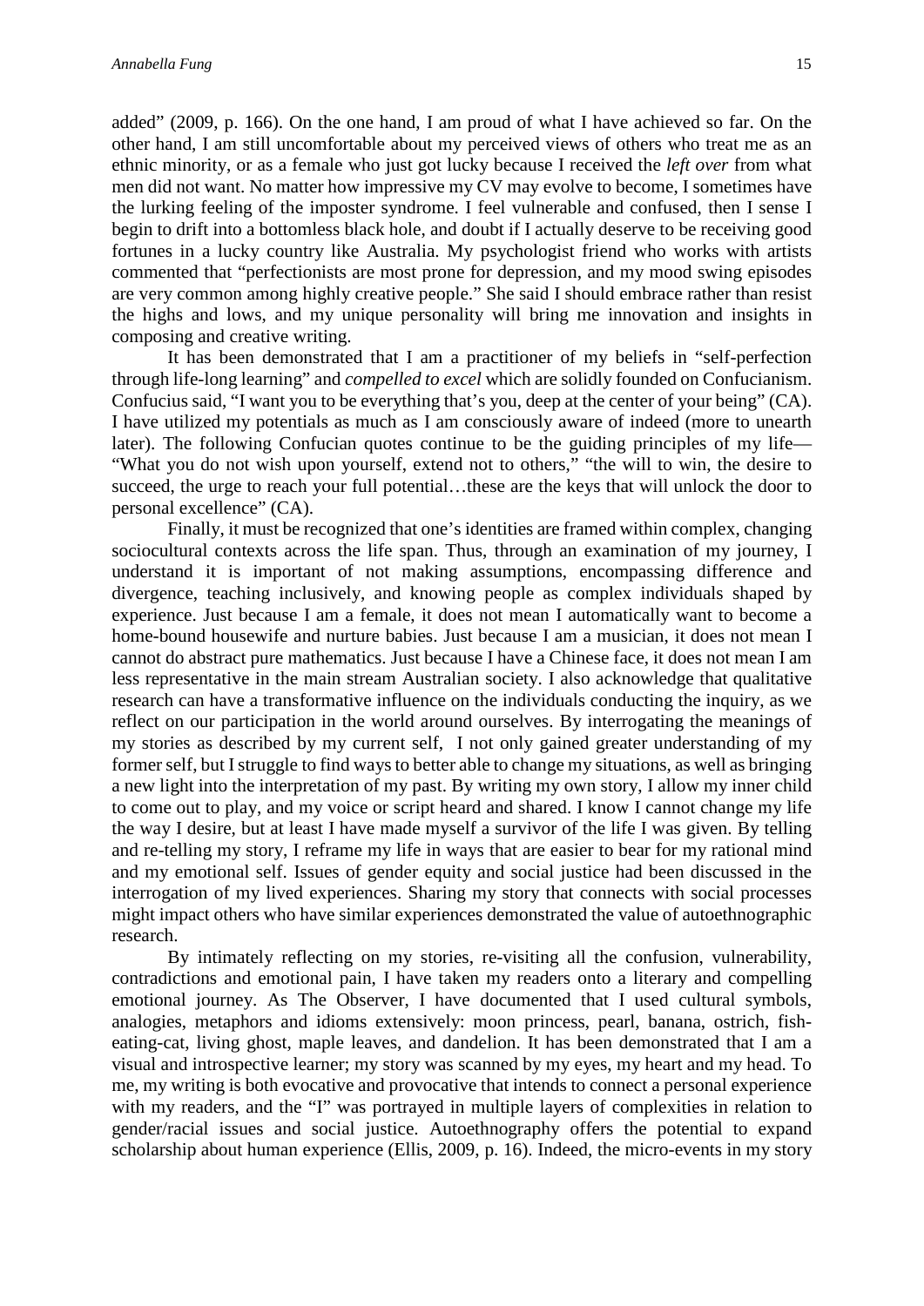added" (2009, p. 166). On the one hand, I am proud of what I have achieved so far. On the other hand, I am still uncomfortable about my perceived views of others who treat me as an ethnic minority, or as a female who just got lucky because I received the *left over* from what men did not want. No matter how impressive my CV may evolve to become, I sometimes have the lurking feeling of the imposter syndrome. I feel vulnerable and confused, then I sense I begin to drift into a bottomless black hole, and doubt if I actually deserve to be receiving good fortunes in a lucky country like Australia. My psychologist friend who works with artists commented that "perfectionists are most prone for depression, and my mood swing episodes are very common among highly creative people." She said I should embrace rather than resist the highs and lows, and my unique personality will bring me innovation and insights in composing and creative writing.

It has been demonstrated that I am a practitioner of my beliefs in "self-perfection through life-long learning" and *compelled to excel* which are solidly founded on Confucianism. Confucius said, "I want you to be everything that's you, deep at the center of your being" (CA). I have utilized my potentials as much as I am consciously aware of indeed (more to unearth later). The following Confucian quotes continue to be the guiding principles of my life— "What you do not wish upon yourself, extend not to others," "the will to win, the desire to succeed, the urge to reach your full potential…these are the keys that will unlock the door to personal excellence" (CA).

Finally, it must be recognized that one's identities are framed within complex, changing sociocultural contexts across the life span. Thus, through an examination of my journey, I understand it is important of not making assumptions, encompassing difference and divergence, teaching inclusively, and knowing people as complex individuals shaped by experience. Just because I am a female, it does not mean I automatically want to become a home-bound housewife and nurture babies. Just because I am a musician, it does not mean I cannot do abstract pure mathematics. Just because I have a Chinese face, it does not mean I am less representative in the main stream Australian society. I also acknowledge that qualitative research can have a transformative influence on the individuals conducting the inquiry, as we reflect on our participation in the world around ourselves. By interrogating the meanings of my stories as described by my current self, I not only gained greater understanding of my former self, but I struggle to find ways to better able to change my situations, as well as bringing a new light into the interpretation of my past. By writing my own story, I allow my inner child to come out to play, and my voice or script heard and shared. I know I cannot change my life the way I desire, but at least I have made myself a survivor of the life I was given. By telling and re-telling my story, I reframe my life in ways that are easier to bear for my rational mind and my emotional self. Issues of gender equity and social justice had been discussed in the interrogation of my lived experiences. Sharing my story that connects with social processes might impact others who have similar experiences demonstrated the value of autoethnographic research.

By intimately reflecting on my stories, re-visiting all the confusion, vulnerability, contradictions and emotional pain, I have taken my readers onto a literary and compelling emotional journey. As The Observer, I have documented that I used cultural symbols, analogies, metaphors and idioms extensively: moon princess, pearl, banana, ostrich, fish-eating-cat, living ghost, maple leaves, and dandelion. It has been demonstrated that I am a visual and introspective learner; my story was scanned by my eyes, my heart and my head. To me, my writing is both evocative and provocative that intends to connect a personal experience with my readers, and the "I" was portrayed in multiple layers of complexities in relation to gender/racial issues and social justice. Autoethnography offers the potential to expand scholarship about human experience (Ellis, 2009, p. 16). Indeed, the micro-events in my story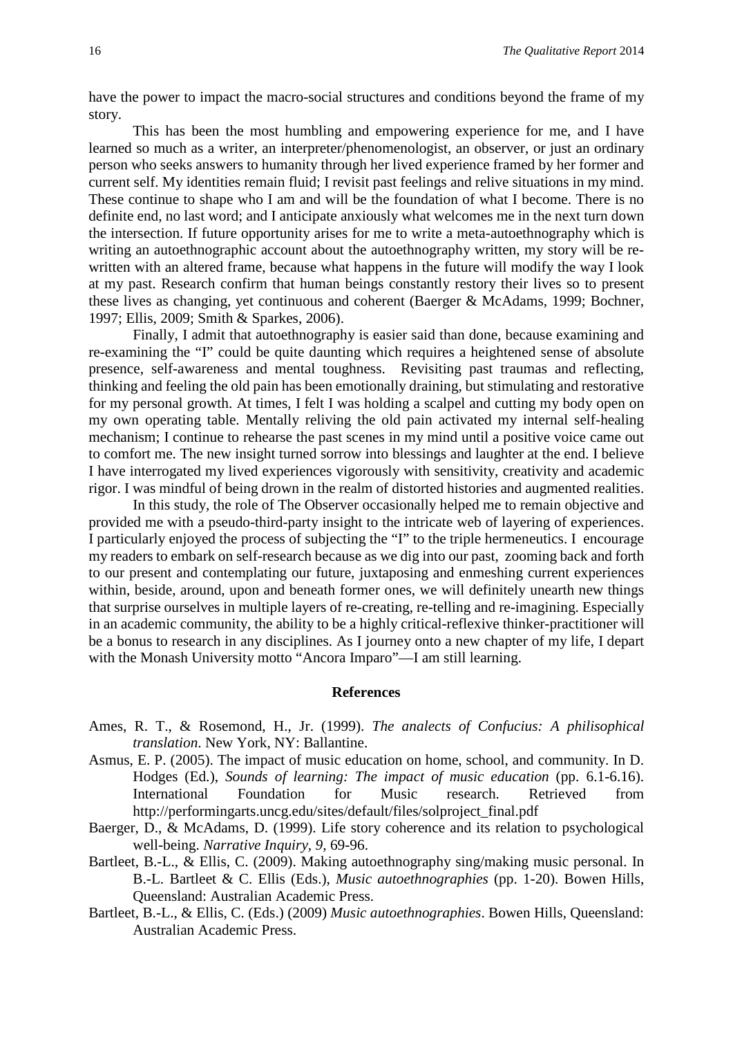have the power to impact the macro-social structures and conditions beyond the frame of my story.

This has been the most humbling and empowering experience for me, and I have learned so much as a writer, an interpreter/phenomenologist, an observer, or just an ordinary person who seeks answers to humanity through her lived experience framed by her former and current self. My identities remain fluid; I revisit past feelings and relive situations in my mind. These continue to shape who I am and will be the foundation of what I become. There is no definite end, no last word; and I anticipate anxiously what welcomes me in the next turn down the intersection. If future opportunity arises for me to write a meta-autoethnography which is writing an autoethnographic account about the autoethnography written, my story will be re-written with an altered frame, because what happens in the future will modify the way I look at my past. Research confirm that human beings constantly restory their lives so to present these lives as changing, yet continuous and coherent (Baerger & McAdams, 1999; Bochner, 1997; Ellis, 2009; Smith & Sparkes, 2006).

Finally, I admit that autoethnography is easier said than done, because examining and re-examining the "I" could be quite daunting which requires a heightened sense of absolute presence, self-awareness and mental toughness. Revisiting past traumas and reflecting, thinking and feeling the old pain has been emotionally draining, but stimulating and restorative for my personal growth. At times, I felt I was holding a scalpel and cutting my body open on my own operating table. Mentally reliving the old pain activated my internal self-healing mechanism; I continue to rehearse the past scenes in my mind until a positive voice came out to comfort me. The new insight turned sorrow into blessings and laughter at the end. I believe I have interrogated my lived experiences vigorously with sensitivity, creativity and academic rigor. I was mindful of being drown in the realm of distorted histories and augmented realities.

In this study, the role of The Observer occasionally helped me to remain objective and provided me with a pseudo-third-party insight to the intricate web of layering of experiences. I particularly enjoyed the process of subjecting the "I" to the triple hermeneutics. I encourage my readers to embark on self-research because as we dig into our past, zooming back and forth to our present and contemplating our future, juxtaposing and enmeshing current experiences within, beside, around, upon and beneath former ones, we will definitely unearth new things that surprise ourselves in multiple layers of re-creating, re-telling and re-imagining. Especially in an academic community, the ability to be a highly critical-reflexive thinker-practitioner will be a bonus to research in any disciplines. As I journey onto a new chapter of my life, I depart with the Monash University motto "Ancora Imparo"—I am still learning.

## References

Ames, R. T., & Rosemond, H., Jr. (1999). *The analects of Confucius: A philisophical translation*. New York, NY: Ballantine.

Asmus, E. P. (2005). The impact of music education on home, school, and community. In D. Hodges (Ed.), *Sounds of learning: The impact of music education* (pp. 6.1-6.16). International Foundation for Music research. Retrieved from http://performingarts.uncg.edu/sites/default/files/solproject_final.pdf

Baerger, D., & McAdams, D. (1999). Life story coherence and its relation to psychological well-being. *Narrative Inquiry, 9*, 69-96.

Bartleet, B.-L., & Ellis, C. (2009). Making autoethnography sing/making music personal. In B.-L. Bartleet & C. Ellis (Eds.), *Music autoethnographies* (pp. 1-20). Bowen Hills, Queensland: Australian Academic Press.

Bartleet, B.-L., & Ellis, C. (Eds.) (2009) *Music autoethnographies*. Bowen Hills, Queensland: Australian Academic Press.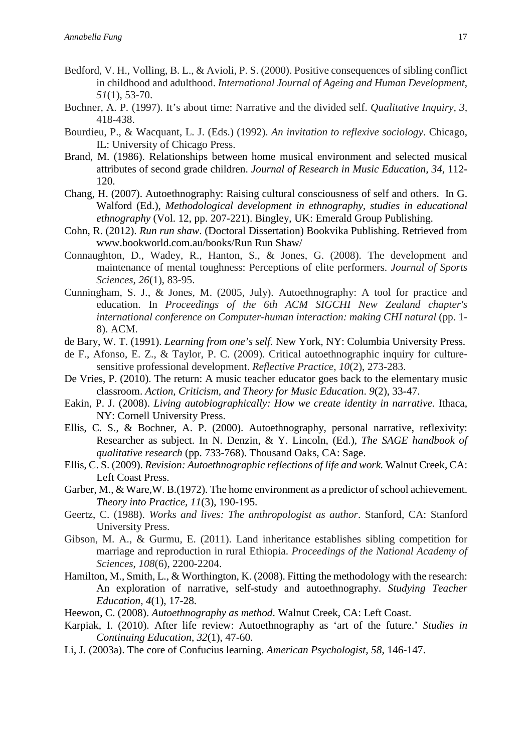Bedford, V. H., Volling, B. L., & Avioli, P. S. (2000). Positive consequences of sibling conflict in childhood and adulthood. *International Journal of Ageing and Human Development*, *51*(1), 53-70.

Bochner, A. P. (1997). It’s about time: Narrative and the divided self. *Qualitative Inquiry, 3*, 418-438.

Bourdieu, P., & Wacquant, L. J. (Eds.) (1992). *An invitation to reflexive sociology*. Chicago, IL: University of Chicago Press.

Brand, M. (1986). Relationships between home musical environment and selected musical attributes of second grade children. *Journal of Research in Music Education, 34*, 112-120.

Chang, H. (2007). Autoethnography: Raising cultural consciousness of self and others. In G. Walford (Ed.), *Methodological development in ethnography, studies in educational ethnography* (Vol. 12, pp. 207-221). Bingley, UK: Emerald Group Publishing.

Cohn, R. (2012). *Run run shaw*. (Doctoral Dissertation) Bookvika Publishing. Retrieved from www.bookworld.com.au/books/Run Run Shaw/

Connaughton, D., Wadey, R., Hanton, S., & Jones, G. (2008). The development and maintenance of mental toughness: Perceptions of elite performers. *Journal of Sports Sciences*, *26*(1), 83-95.

Cunningham, S. J., & Jones, M. (2005, July). Autoethnography: A tool for practice and education. In *Proceedings of the 6th ACM SIGCHI New Zealand chapter's international conference on Computer-human interaction: making CHI natural* (pp. 1-8). ACM.

de Bary, W. T. (1991). *Learning from one’s self.* New York, NY: Columbia University Press.

de F., Afonso, E. Z., & Taylor, P. C. (2009). Critical autoethnographic inquiry for culture-sensitive professional development. *Reflective Practice*, *10*(2), 273-283.

De Vries, P. (2010). The return: A music teacher educator goes back to the elementary music classroom. *Action, Criticism, and Theory for Music Education*. *9*(2), 33-47.

Eakin, P. J. (2008). *Living autobiographically: How we create identity in narrative.* Ithaca, NY: Cornell University Press.

Ellis, C. S., & Bochner, A. P. (2000). Autoethnography, personal narrative, reflexivity: Researcher as subject. In N. Denzin, & Y. Lincoln, (Ed.), *The SAGE handbook of qualitative research* (pp. 733-768). Thousand Oaks, CA: Sage.

Ellis, C. S. (2009). *Revision: Autoethnographic reflections of life and work.* Walnut Creek, CA: Left Coast Press.

Garber, M., & Ware,W. B.(1972). The home environment as a predictor of school achievement. *Theory into Practice, 11*(3), 190-195.

Geertz, C. (1988). *Works and lives: The anthropologist as author*. Stanford, CA: Stanford University Press.

Gibson, M. A., & Gurmu, E. (2011). Land inheritance establishes sibling competition for marriage and reproduction in rural Ethiopia. *Proceedings of the National Academy of Sciences*, *108*(6), 2200-2204.

Hamilton, M., Smith, L., & Worthington, K. (2008). Fitting the methodology with the research: An exploration of narrative, self-study and autoethnography. *Studying Teacher Education*, *4*(1), 17-28.

Heewon, C. (2008). *Autoethnography as method.* Walnut Creek, CA: Left Coast.

Karpiak, I. (2010). After life review: Autoethnography as ‘art of the future.’ *Studies in Continuing Education*, *32*(1), 47-60.

Li, J. (2003a). The core of Confucius learning. *American Psychologist, 58*, 146-147.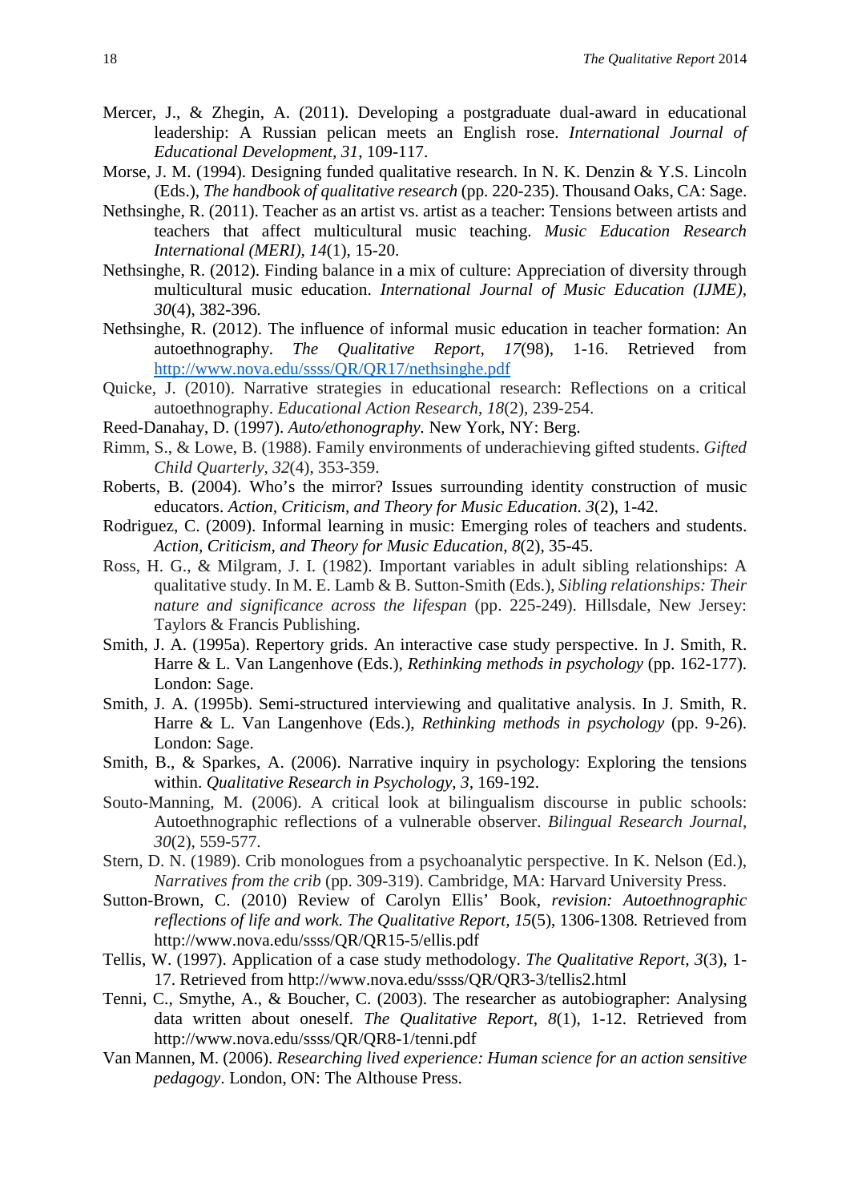Mercer, J., & Zhegin, A. (2011). Developing a postgraduate dual-award in educational leadership: A Russian pelican meets an English rose. *International Journal of Educational Development*, *31*, 109-117.

Morse, J. M. (1994). Designing funded qualitative research. In N. K. Denzin & Y.S. Lincoln (Eds.), *The handbook of qualitative research* (pp. 220-235). Thousand Oaks, CA: Sage.

Nethsinghe, R. (2011). Teacher as an artist vs. artist as a teacher: Tensions between artists and teachers that affect multicultural music teaching. *Music Education Research International (MERI)*, *14*(1), 15-20.

Nethsinghe, R. (2012). Finding balance in a mix of culture: Appreciation of diversity through multicultural music education. *International Journal of Music Education (IJME)*, *30*(4), 382-396.

Nethsinghe, R. (2012). The influence of informal music education in teacher formation: An autoethnography. *The Qualitative Report*, *17*(98), 1-16. Retrieved from http://www.nova.edu/ssss/QR/QR17/nethsinghe.pdf

Quicke, J. (2010). Narrative strategies in educational research: Reflections on a critical autoethnography. *Educational Action Research*, *18*(2), 239-254.

Reed-Danahay, D. (1997). *Auto/ethonography*. New York, NY: Berg.

Rimm, S., & Lowe, B. (1988). Family environments of underachieving gifted students. *Gifted Child Quarterly*, *32*(4), 353-359.

Roberts, B. (2004). Who's the mirror? Issues surrounding identity construction of music educators. *Action, Criticism, and Theory for Music Education*. *3*(2), 1-42.

Rodriguez, C. (2009). Informal learning in music: Emerging roles of teachers and students. *Action, Criticism, and Theory for Music Education*, *8*(2), 35-45.

Ross, H. G., & Milgram, J. I. (1982). Important variables in adult sibling relationships: A qualitative study. In M. E. Lamb & B. Sutton-Smith (Eds.), *Sibling relationships: Their nature and significance across the lifespan* (pp. 225-249). Hillsdale, New Jersey: Taylors & Francis Publishing.

Smith, J. A. (1995a). Repertory grids. An interactive case study perspective. In J. Smith, R. Harre & L. Van Langenhove (Eds.), *Rethinking methods in psychology* (pp. 162-177). London: Sage.

Smith, J. A. (1995b). Semi-structured interviewing and qualitative analysis. In J. Smith, R. Harre & L. Van Langenhove (Eds.), *Rethinking methods in psychology* (pp. 9-26). London: Sage.

Smith, B., & Sparkes, A. (2006). Narrative inquiry in psychology: Exploring the tensions within. *Qualitative Research in Psychology, 3*, 169-192.

Souto-Manning, M. (2006). A critical look at bilingualism discourse in public schools: Autoethnographic reflections of a vulnerable observer. *Bilingual Research Journal*, *30*(2), 559-577.

Stern, D. N. (1989). Crib monologues from a psychoanalytic perspective. In K. Nelson (Ed.), *Narratives from the crib* (pp. 309-319). Cambridge, MA: Harvard University Press.

Sutton-Brown, C. (2010) Review of Carolyn Ellis' Book, *revision: Autoethnographic reflections of life and work. The Qualitative Report*, *15*(5), 1306-1308. Retrieved from http://www.nova.edu/ssss/QR/QR15-5/ellis.pdf

Tellis, W. (1997). Application of a case study methodology. *The Qualitative Report, 3*(3), 1-17. Retrieved from http://www.nova.edu/ssss/QR/QR3-3/tellis2.html

Tenni, C., Smythe, A., & Boucher, C. (2003). The researcher as autobiographer: Analysing data written about oneself. *The Qualitative Report*, *8*(1), 1-12. Retrieved from http://www.nova.edu/ssss/QR/QR8-1/tenni.pdf

Van Mannen, M. (2006). *Researching lived experience: Human science for an action sensitive pedagogy*. London, ON: The Althouse Press.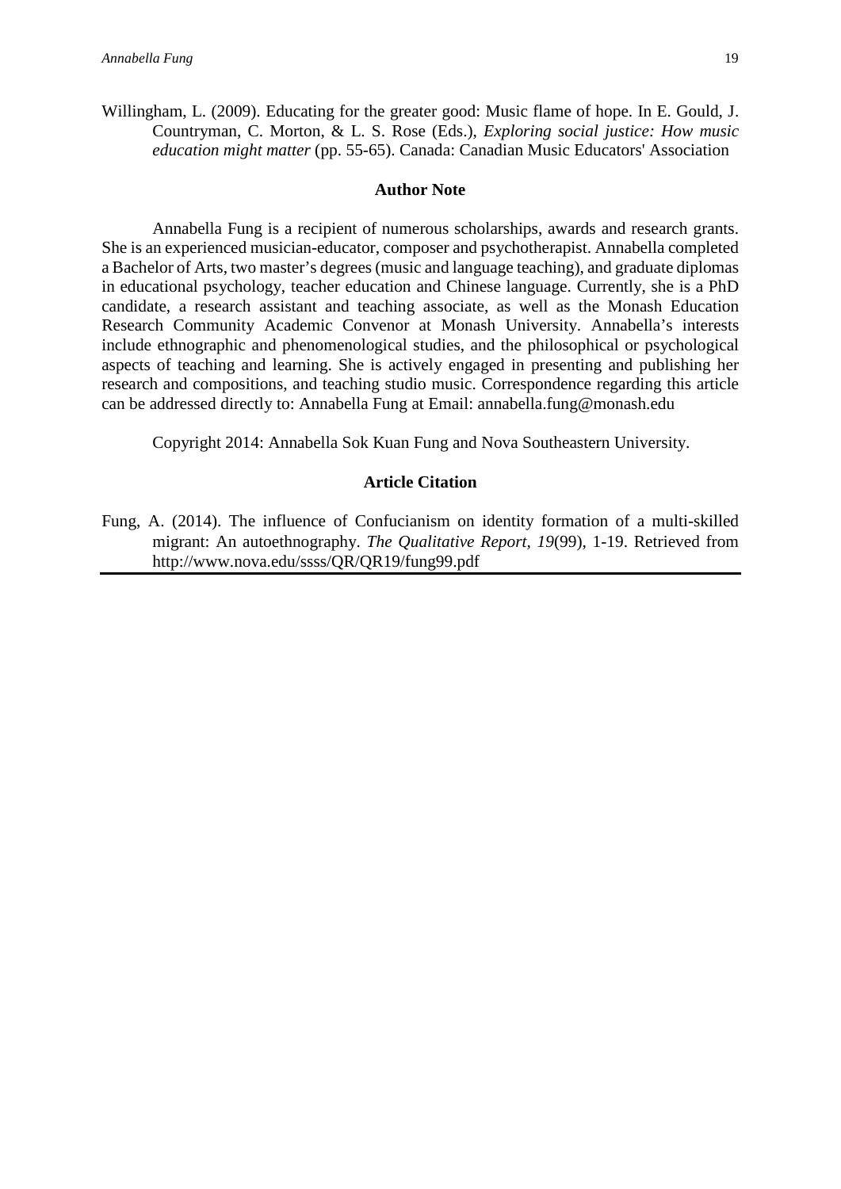Willingham, L. (2009). Educating for the greater good: Music flame of hope. In E. Gould, J. Countryman, C. Morton, & L. S. Rose (Eds.), *Exploring social justice: How music education might matter* (pp. 55-65). Canada: Canadian Music Educators' Association

## Author Note

Annabella Fung is a recipient of numerous scholarships, awards and research grants. She is an experienced musician-educator, composer and psychotherapist. Annabella completed a Bachelor of Arts, two master's degrees (music and language teaching), and graduate diplomas in educational psychology, teacher education and Chinese language. Currently, she is a PhD candidate, a research assistant and teaching associate, as well as the Monash Education Research Community Academic Convenor at Monash University. Annabella's interests include ethnographic and phenomenological studies, and the philosophical or psychological aspects of teaching and learning. She is actively engaged in presenting and publishing her research and compositions, and teaching studio music. Correspondence regarding this article can be addressed directly to: Annabella Fung at Email: annabella.fung@monash.edu

Copyright 2014: Annabella Sok Kuan Fung and Nova Southeastern University.

## Article Citation

Fung, A. (2014). The influence of Confucianism on identity formation of a multi-skilled migrant: An autoethnography. *The Qualitative Report, 19*(99), 1-19. Retrieved from http://www.nova.edu/ssss/QR/QR19/fung99.pdf